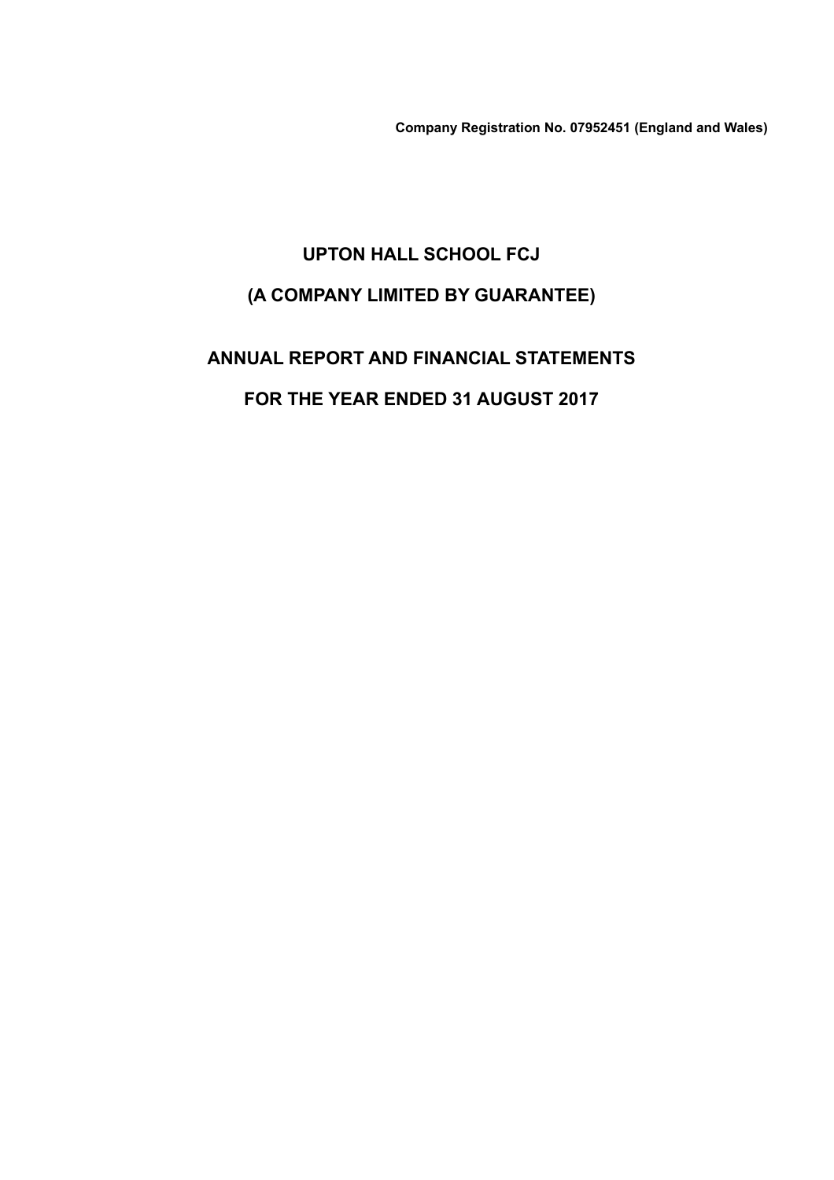**Company Registration No. 07952451 (England and Wales)**

# UPTON HALL SCHOOL FCJ

# (A COMPANY LIMITED BY GUARANTEE)

# ANNUAL REPORT AND FINANCIAL STATEMENTS

# FOR THE YEAR ENDED 31 AUGUST 2017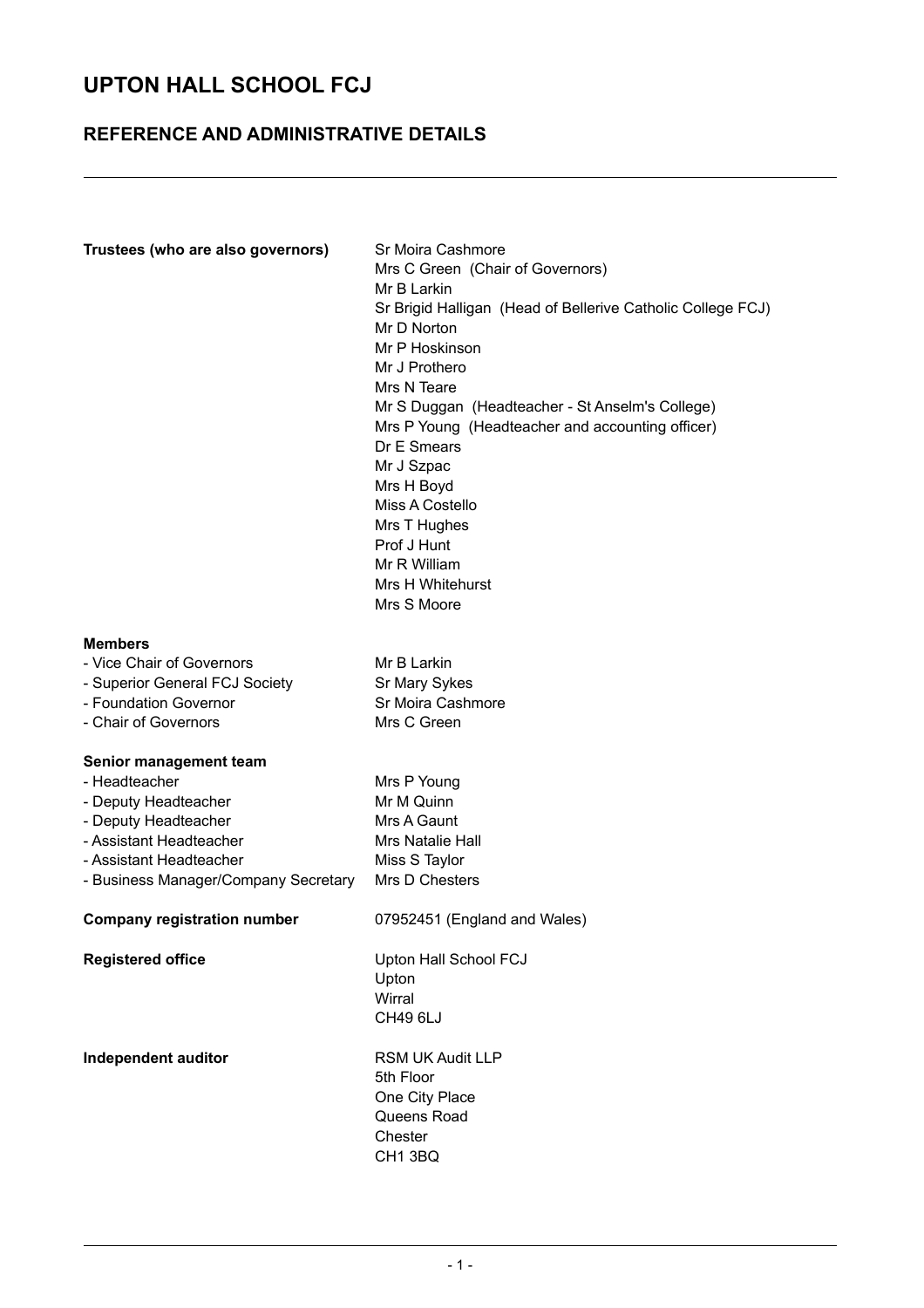# UPTON HALL SCHOOL FCJ

## REFERENCE AND ADMINISTRATIVE DETAILS

**Trustees (who are also governors)**

Sr Moira Cashmore
Mrs C Green (Chair of Governors)
Mr B Larkin
Sr Brigid Halligan (Head of Bellerive Catholic College FCJ)
Mr D Norton
Mr P Hoskinson
Mr J Prothero
Mrs N Teare
Mr S Duggan (Headteacher - St Anselm's College)
Mrs P Young (Headteacher and accounting officer)
Dr E Smears
Mr J Szpac
Mrs H Boyd
Miss A Costello
Mrs T Hughes
Prof J Hunt
Mr R William
Mrs H Whitehurst
Mrs S Moore

**Members**

- Vice Chair of Governors — Mr B Larkin
- Superior General FCJ Society — Sr Mary Sykes
- Foundation Governor — Sr Moira Cashmore
- Chair of Governors — Mrs C Green

**Senior management team**

- Headteacher — Mrs P Young
- Deputy Headteacher — Mr M Quinn
- Deputy Headteacher — Mrs A Gaunt
- Assistant Headteacher — Mrs Natalie Hall
- Assistant Headteacher — Miss S Taylor
- Business Manager/Company Secretary — Mrs D Chesters

**Company registration number** — 07952451 (England and Wales)

**Registered office**

Upton Hall School FCJ
Upton
Wirral
CH49 6LJ

**Independent auditor**

RSM UK Audit LLP
5th Floor
One City Place
Queens Road
Chester
CH1 3BQ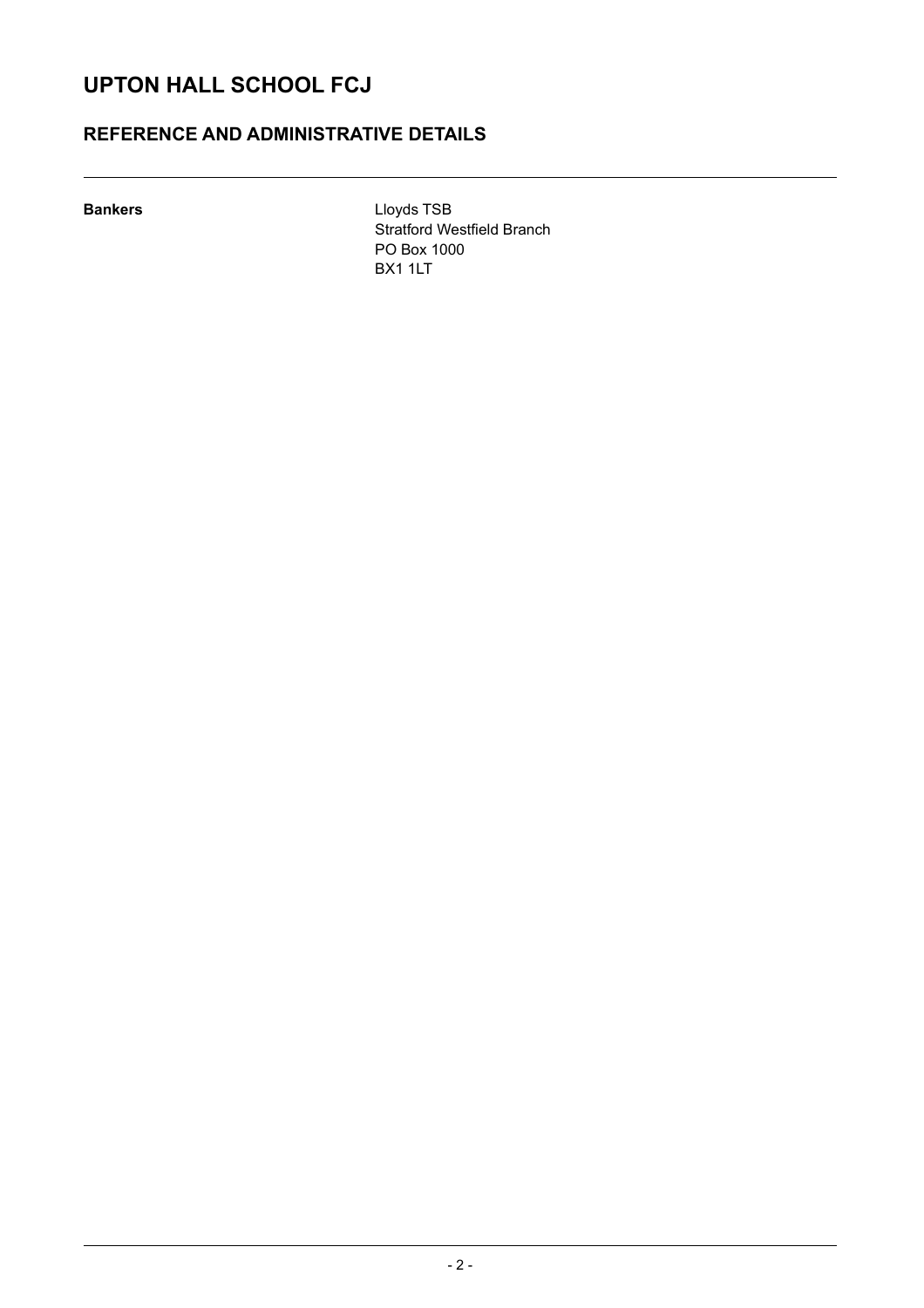# UPTON HALL SCHOOL FCJ

## REFERENCE AND ADMINISTRATIVE DETAILS

**Bankers**

Lloyds TSB
Stratford Westfield Branch
PO Box 1000
BX1 1LT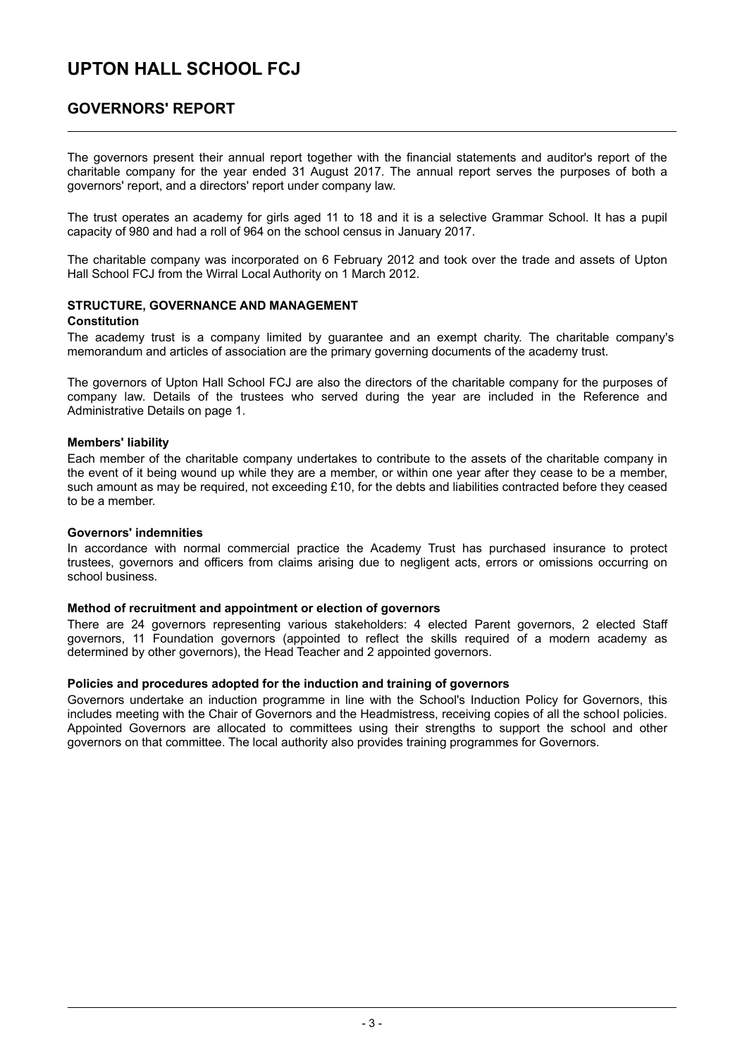# UPTON HALL SCHOOL FCJ

## GOVERNORS' REPORT

The governors present their annual report together with the financial statements and auditor's report of the charitable company for the year ended 31 August 2017. The annual report serves the purposes of both a governors' report, and a directors' report under company law.

The trust operates an academy for girls aged 11 to 18 and it is a selective Grammar School. It has a pupil capacity of 980 and had a roll of 964 on the school census in January 2017.

The charitable company was incorporated on 6 February 2012 and took over the trade and assets of Upton Hall School FCJ from the Wirral Local Authority on 1 March 2012.

### STRUCTURE, GOVERNANCE AND MANAGEMENT

**Constitution**

The academy trust is a company limited by guarantee and an exempt charity. The charitable company's memorandum and articles of association are the primary governing documents of the academy trust.

The governors of Upton Hall School FCJ are also the directors of the charitable company for the purposes of company law. Details of the trustees who served during the year are included in the Reference and Administrative Details on page 1.

**Members' liability**

Each member of the charitable company undertakes to contribute to the assets of the charitable company in the event of it being wound up while they are a member, or within one year after they cease to be a member, such amount as may be required, not exceeding £10, for the debts and liabilities contracted before they ceased to be a member.

**Governors' indemnities**

In accordance with normal commercial practice the Academy Trust has purchased insurance to protect trustees, governors and officers from claims arising due to negligent acts, errors or omissions occurring on school business.

**Method of recruitment and appointment or election of governors**

There are 24 governors representing various stakeholders: 4 elected Parent governors, 2 elected Staff governors, 11 Foundation governors (appointed to reflect the skills required of a modern academy as determined by other governors), the Head Teacher and 2 appointed governors.

**Policies and procedures adopted for the induction and training of governors**

Governors undertake an induction programme in line with the School's Induction Policy for Governors, this includes meeting with the Chair of Governors and the Headmistress, receiving copies of all the school policies. Appointed Governors are allocated to committees using their strengths to support the school and other governors on that committee. The local authority also provides training programmes for Governors.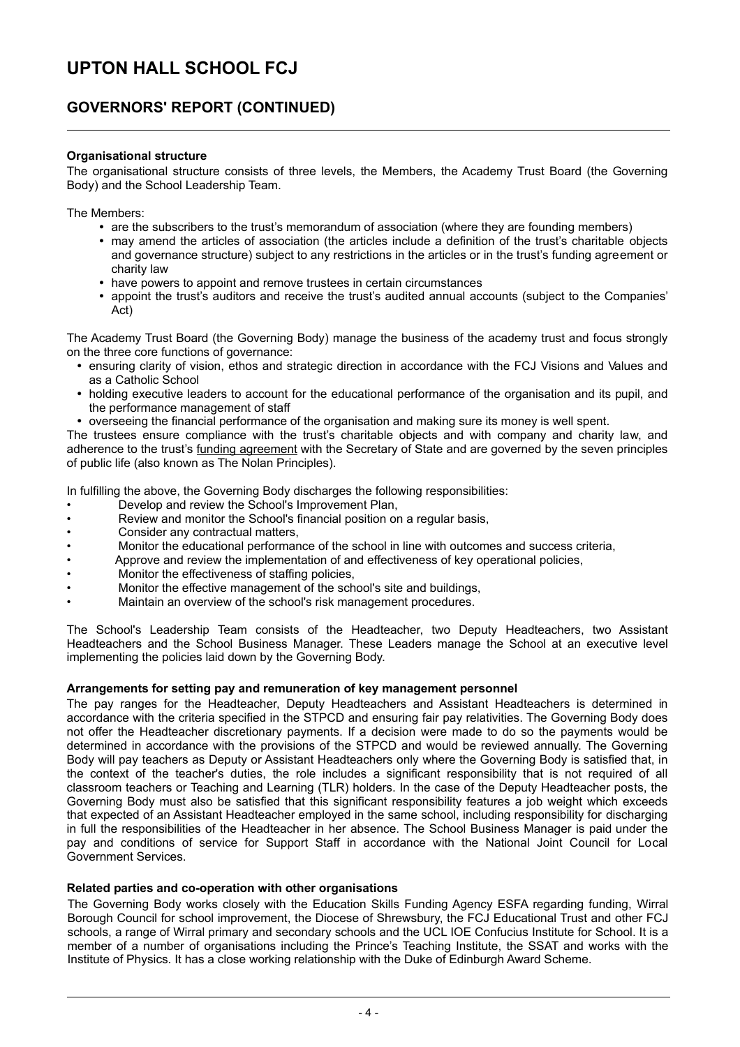**Organisational structure**

The organisational structure consists of three levels, the Members, the Academy Trust Board (the Governing Body) and the School Leadership Team.

The Members:

- are the subscribers to the trust's memorandum of association (where they are founding members)
- may amend the articles of association (the articles include a definition of the trust's charitable objects and governance structure) subject to any restrictions in the articles or in the trust's funding agreement or charity law
- have powers to appoint and remove trustees in certain circumstances
- appoint the trust's auditors and receive the trust's audited annual accounts (subject to the Companies' Act)

The Academy Trust Board (the Governing Body) manage the business of the academy trust and focus strongly on the three core functions of governance:

- ensuring clarity of vision, ethos and strategic direction in accordance with the FCJ Visions and Values and as a Catholic School
- holding executive leaders to account for the educational performance of the organisation and its pupil, and the performance management of staff
- overseeing the financial performance of the organisation and making sure its money is well spent.

The trustees ensure compliance with the trust's charitable objects and with company and charity law, and adherence to the trust's funding agreement with the Secretary of State and are governed by the seven principles of public life (also known as The Nolan Principles).

In fulfilling the above, the Governing Body discharges the following responsibilities:

- Develop and review the School's Improvement Plan,
- Review and monitor the School's financial position on a regular basis,
- Consider any contractual matters,
- Monitor the educational performance of the school in line with outcomes and success criteria,
- Approve and review the implementation of and effectiveness of key operational policies,
- Monitor the effectiveness of staffing policies,
- Monitor the effective management of the school's site and buildings,
- Maintain an overview of the school's risk management procedures.

The School's Leadership Team consists of the Headteacher, two Deputy Headteachers, two Assistant Headteachers and the School Business Manager. These Leaders manage the School at an executive level implementing the policies laid down by the Governing Body.

**Arrangements for setting pay and remuneration of key management personnel**

The pay ranges for the Headteacher, Deputy Headteachers and Assistant Headteachers is determined in accordance with the criteria specified in the STPCD and ensuring fair pay relativities. The Governing Body does not offer the Headteacher discretionary payments. If a decision were made to do so the payments would be determined in accordance with the provisions of the STPCD and would be reviewed annually. The Governing Body will pay teachers as Deputy or Assistant Headteachers only where the Governing Body is satisfied that, in the context of the teacher's duties, the role includes a significant responsibility that is not required of all classroom teachers or Teaching and Learning (TLR) holders. In the case of the Deputy Headteacher posts, the Governing Body must also be satisfied that this significant responsibility features a job weight which exceeds that expected of an Assistant Headteacher employed in the same school, including responsibility for discharging in full the responsibilities of the Headteacher in her absence. The School Business Manager is paid under the pay and conditions of service for Support Staff in accordance with the National Joint Council for Local Government Services.

**Related parties and co-operation with other organisations**

The Governing Body works closely with the Education Skills Funding Agency ESFA regarding funding, Wirral Borough Council for school improvement, the Diocese of Shrewsbury, the FCJ Educational Trust and other FCJ schools, a range of Wirral primary and secondary schools and the UCL IOE Confucius Institute for School. It is a member of a number of organisations including the Prince's Teaching Institute, the SSAT and works with the Institute of Physics. It has a close working relationship with the Duke of Edinburgh Award Scheme.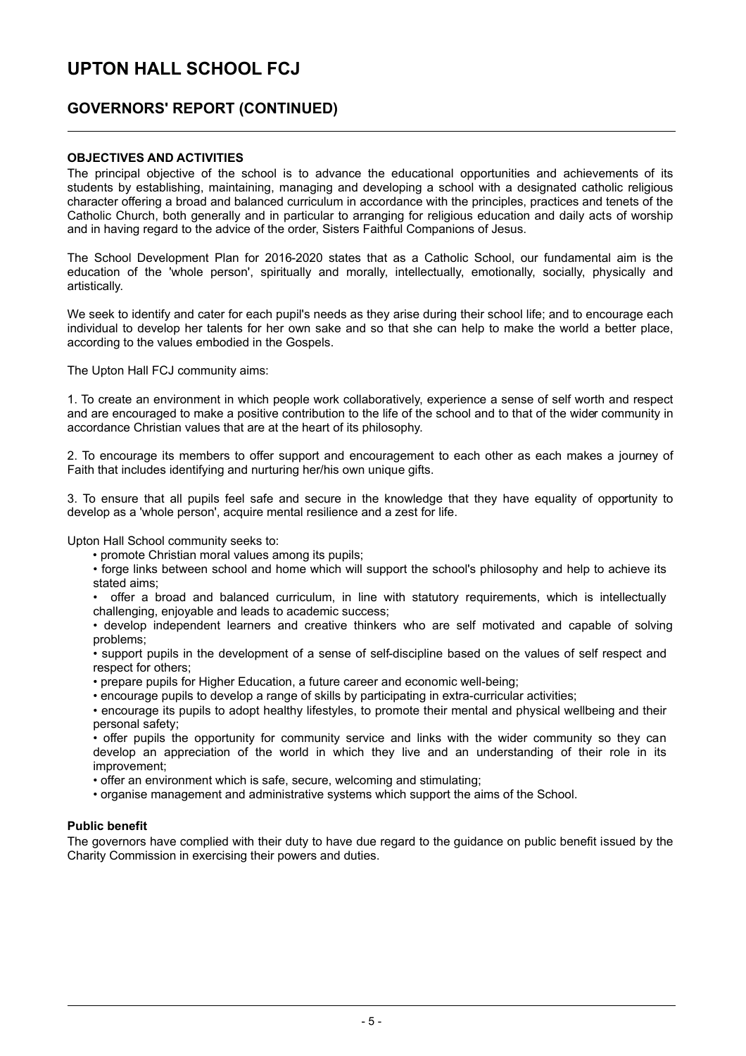# UPTON HALL SCHOOL FCJ

## GOVERNORS' REPORT (CONTINUED)

### OBJECTIVES AND ACTIVITIES

The principal objective of the school is to advance the educational opportunities and achievements of its students by establishing, maintaining, managing and developing a school with a designated catholic religious character offering a broad and balanced curriculum in accordance with the principles, practices and tenets of the Catholic Church, both generally and in particular to arranging for religious education and daily acts of worship and in having regard to the advice of the order, Sisters Faithful Companions of Jesus.

The School Development Plan for 2016-2020 states that as a Catholic School, our fundamental aim is the education of the 'whole person', spiritually and morally, intellectually, emotionally, socially, physically and artistically.

We seek to identify and cater for each pupil's needs as they arise during their school life; and to encourage each individual to develop her talents for her own sake and so that she can help to make the world a better place, according to the values embodied in the Gospels.

The Upton Hall FCJ community aims:

1. To create an environment in which people work collaboratively, experience a sense of self worth and respect and are encouraged to make a positive contribution to the life of the school and to that of the wider community in accordance Christian values that are at the heart of its philosophy.

2. To encourage its members to offer support and encouragement to each other as each makes a journey of Faith that includes identifying and nurturing her/his own unique gifts.

3. To ensure that all pupils feel safe and secure in the knowledge that they have equality of opportunity to develop as a 'whole person', acquire mental resilience and a zest for life.

Upton Hall School community seeks to:

- promote Christian moral values among its pupils;
- forge links between school and home which will support the school's philosophy and help to achieve its stated aims;
- offer a broad and balanced curriculum, in line with statutory requirements, which is intellectually challenging, enjoyable and leads to academic success;
- develop independent learners and creative thinkers who are self motivated and capable of solving problems;
- support pupils in the development of a sense of self-discipline based on the values of self respect and respect for others;
- prepare pupils for Higher Education, a future career and economic well-being;
- encourage pupils to develop a range of skills by participating in extra-curricular activities;
- encourage its pupils to adopt healthy lifestyles, to promote their mental and physical wellbeing and their personal safety;
- offer pupils the opportunity for community service and links with the wider community so they can develop an appreciation of the world in which they live and an understanding of their role in its improvement;
- offer an environment which is safe, secure, welcoming and stimulating;
- organise management and administrative systems which support the aims of the School.

#### Public benefit

The governors have complied with their duty to have due regard to the guidance on public benefit issued by the Charity Commission in exercising their powers and duties.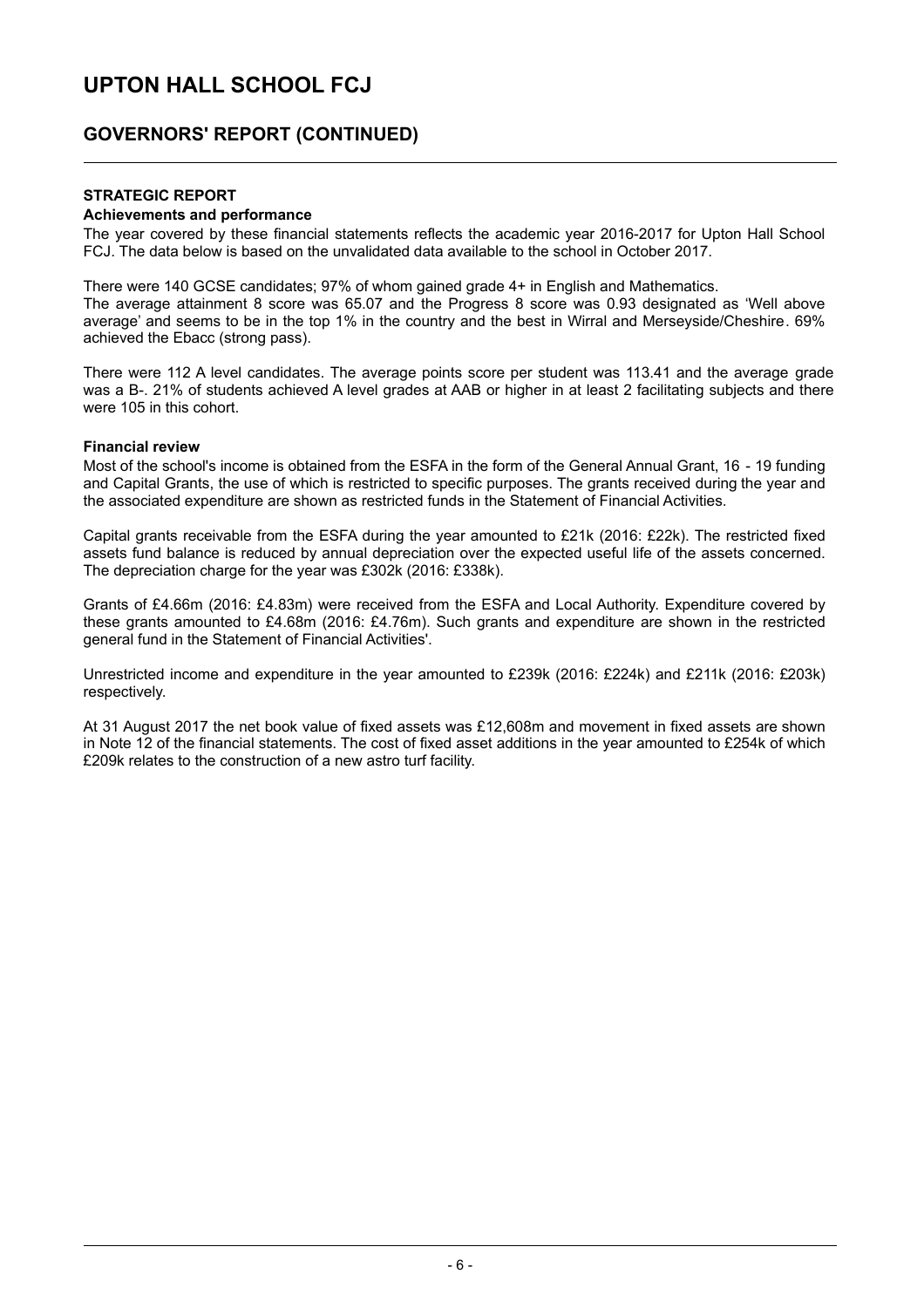# UPTON HALL SCHOOL FCJ

## GOVERNORS' REPORT (CONTINUED)

### STRATEGIC REPORT

**Achievements and performance**

The year covered by these financial statements reflects the academic year 2016-2017 for Upton Hall School FCJ. The data below is based on the unvalidated data available to the school in October 2017.

There were 140 GCSE candidates; 97% of whom gained grade 4+ in English and Mathematics.
The average attainment 8 score was 65.07 and the Progress 8 score was 0.93 designated as 'Well above average' and seems to be in the top 1% in the country and the best in Wirral and Merseyside/Cheshire. 69% achieved the Ebacc (strong pass).

There were 112 A level candidates. The average points score per student was 113.41 and the average grade was a B-. 21% of students achieved A level grades at AAB or higher in at least 2 facilitating subjects and there were 105 in this cohort.

**Financial review**

Most of the school's income is obtained from the ESFA in the form of the General Annual Grant, 16 - 19 funding and Capital Grants, the use of which is restricted to specific purposes. The grants received during the year and the associated expenditure are shown as restricted funds in the Statement of Financial Activities.

Capital grants receivable from the ESFA during the year amounted to £21k (2016: £22k). The restricted fixed assets fund balance is reduced by annual depreciation over the expected useful life of the assets concerned. The depreciation charge for the year was £302k (2016: £338k).

Grants of £4.66m (2016: £4.83m) were received from the ESFA and Local Authority. Expenditure covered by these grants amounted to £4.68m (2016: £4.76m). Such grants and expenditure are shown in the restricted general fund in the Statement of Financial Activities'.

Unrestricted income and expenditure in the year amounted to £239k (2016: £224k) and £211k (2016: £203k) respectively.

At 31 August 2017 the net book value of fixed assets was £12,608m and movement in fixed assets are shown in Note 12 of the financial statements. The cost of fixed asset additions in the year amounted to £254k of which £209k relates to the construction of a new astro turf facility.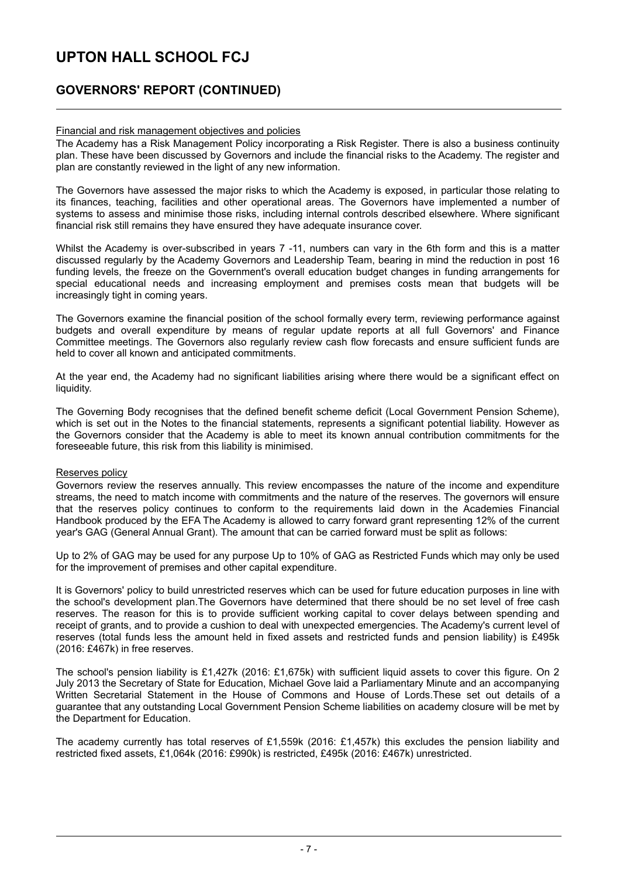# UPTON HALL SCHOOL FCJ

## GOVERNORS' REPORT (CONTINUED)

Financial and risk management objectives and policies

The Academy has a Risk Management Policy incorporating a Risk Register. There is also a business continuity plan. These have been discussed by Governors and include the financial risks to the Academy. The register and plan are constantly reviewed in the light of any new information.

The Governors have assessed the major risks to which the Academy is exposed, in particular those relating to its finances, teaching, facilities and other operational areas. The Governors have implemented a number of systems to assess and minimise those risks, including internal controls described elsewhere. Where significant financial risk still remains they have ensured they have adequate insurance cover.

Whilst the Academy is over-subscribed in years 7 -11, numbers can vary in the 6th form and this is a matter discussed regularly by the Academy Governors and Leadership Team, bearing in mind the reduction in post 16 funding levels, the freeze on the Government's overall education budget changes in funding arrangements for special educational needs and increasing employment and premises costs mean that budgets will be increasingly tight in coming years.

The Governors examine the financial position of the school formally every term, reviewing performance against budgets and overall expenditure by means of regular update reports at all full Governors' and Finance Committee meetings. The Governors also regularly review cash flow forecasts and ensure sufficient funds are held to cover all known and anticipated commitments.

At the year end, the Academy had no significant liabilities arising where there would be a significant effect on liquidity.

The Governing Body recognises that the defined benefit scheme deficit (Local Government Pension Scheme), which is set out in the Notes to the financial statements, represents a significant potential liability. However as the Governors consider that the Academy is able to meet its known annual contribution commitments for the foreseeable future, this risk from this liability is minimised.

Reserves policy

Governors review the reserves annually. This review encompasses the nature of the income and expenditure streams, the need to match income with commitments and the nature of the reserves. The governors will ensure that the reserves policy continues to conform to the requirements laid down in the Academies Financial Handbook produced by the EFA The Academy is allowed to carry forward grant representing 12% of the current year's GAG (General Annual Grant). The amount that can be carried forward must be split as follows:

Up to 2% of GAG may be used for any purpose Up to 10% of GAG as Restricted Funds which may only be used for the improvement of premises and other capital expenditure.

It is Governors' policy to build unrestricted reserves which can be used for future education purposes in line with the school's development plan.The Governors have determined that there should be no set level of free cash reserves. The reason for this is to provide sufficient working capital to cover delays between spending and receipt of grants, and to provide a cushion to deal with unexpected emergencies. The Academy's current level of reserves (total funds less the amount held in fixed assets and restricted funds and pension liability) is £495k (2016: £467k) in free reserves.

The school's pension liability is £1,427k (2016: £1,675k) with sufficient liquid assets to cover this figure. On 2 July 2013 the Secretary of State for Education, Michael Gove laid a Parliamentary Minute and an accompanying Written Secretarial Statement in the House of Commons and House of Lords.These set out details of a guarantee that any outstanding Local Government Pension Scheme liabilities on academy closure will be met by the Department for Education.

The academy currently has total reserves of £1,559k (2016: £1,457k) this excludes the pension liability and restricted fixed assets, £1,064k (2016: £990k) is restricted, £495k (2016: £467k) unrestricted.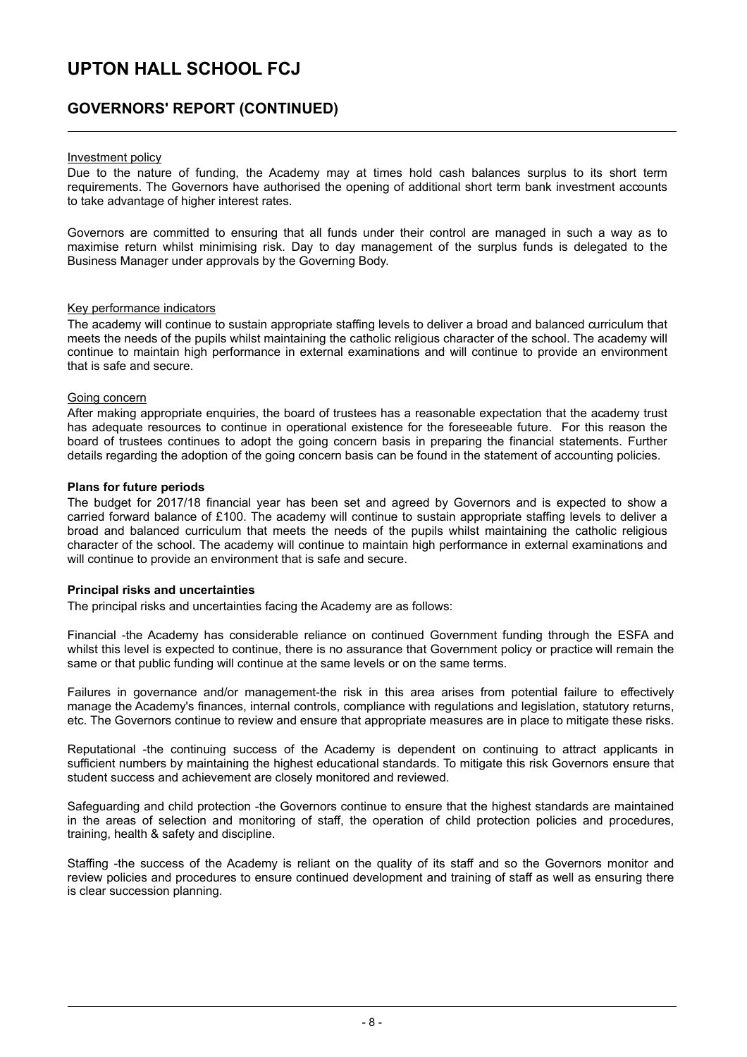# UPTON HALL SCHOOL FCJ

## GOVERNORS' REPORT (CONTINUED)

Investment policy

Due to the nature of funding, the Academy may at times hold cash balances surplus to its short term requirements. The Governors have authorised the opening of additional short term bank investment accounts to take advantage of higher interest rates.

Governors are committed to ensuring that all funds under their control are managed in such a way as to maximise return whilst minimising risk. Day to day management of the surplus funds is delegated to the Business Manager under approvals by the Governing Body.

Key performance indicators

The academy will continue to sustain appropriate staffing levels to deliver a broad and balanced curriculum that meets the needs of the pupils whilst maintaining the catholic religious character of the school. The academy will continue to maintain high performance in external examinations and will continue to provide an environment that is safe and secure.

Going concern

After making appropriate enquiries, the board of trustees has a reasonable expectation that the academy trust has adequate resources to continue in operational existence for the foreseeable future. For this reason the board of trustees continues to adopt the going concern basis in preparing the financial statements. Further details regarding the adoption of the going concern basis can be found in the statement of accounting policies.

**Plans for future periods**

The budget for 2017/18 financial year has been set and agreed by Governors and is expected to show a carried forward balance of £100. The academy will continue to sustain appropriate staffing levels to deliver a broad and balanced curriculum that meets the needs of the pupils whilst maintaining the catholic religious character of the school. The academy will continue to maintain high performance in external examinations and will continue to provide an environment that is safe and secure.

**Principal risks and uncertainties**

The principal risks and uncertainties facing the Academy are as follows:

Financial -the Academy has considerable reliance on continued Government funding through the ESFA and whilst this level is expected to continue, there is no assurance that Government policy or practice will remain the same or that public funding will continue at the same levels or on the same terms.

Failures in governance and/or management-the risk in this area arises from potential failure to effectively manage the Academy's finances, internal controls, compliance with regulations and legislation, statutory returns, etc. The Governors continue to review and ensure that appropriate measures are in place to mitigate these risks.

Reputational -the continuing success of the Academy is dependent on continuing to attract applicants in sufficient numbers by maintaining the highest educational standards. To mitigate this risk Governors ensure that student success and achievement are closely monitored and reviewed.

Safeguarding and child protection -the Governors continue to ensure that the highest standards are maintained in the areas of selection and monitoring of staff, the operation of child protection policies and procedures, training, health & safety and discipline.

Staffing -the success of the Academy is reliant on the quality of its staff and so the Governors monitor and review policies and procedures to ensure continued development and training of staff as well as ensuring there is clear succession planning.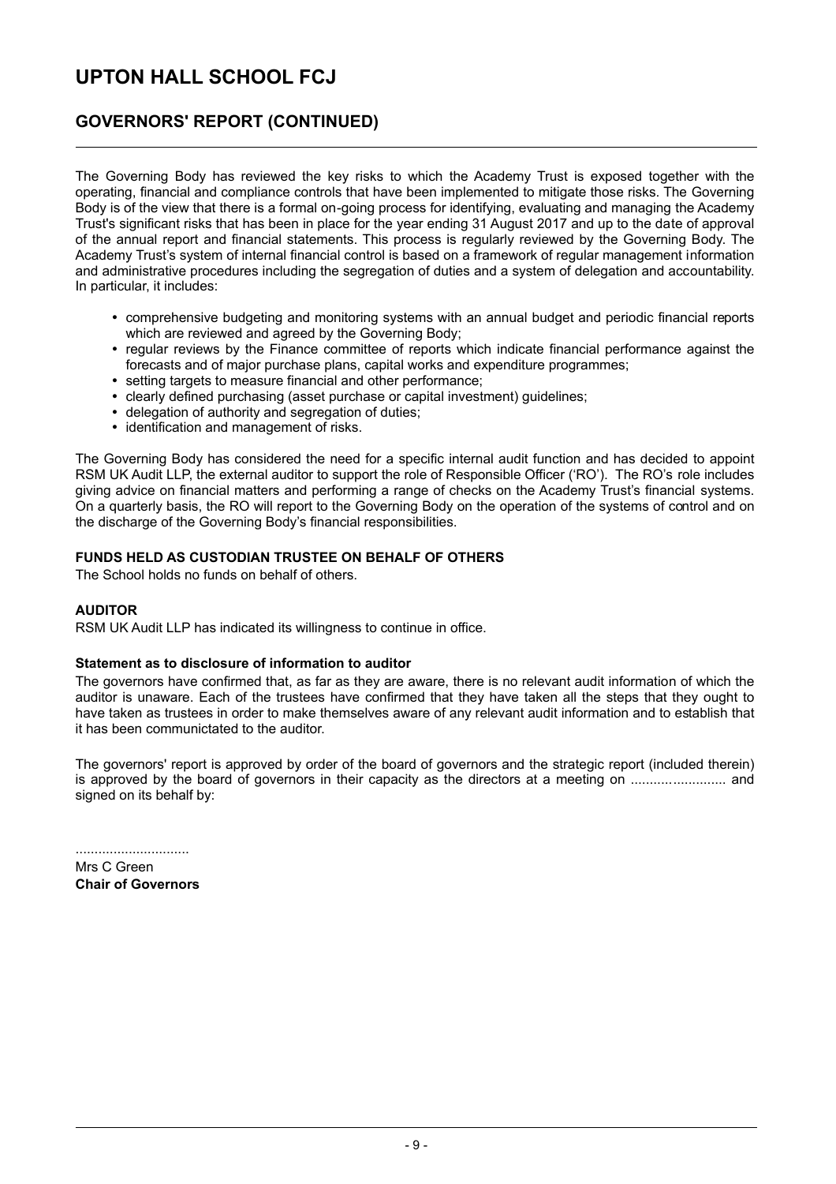The Governing Body has reviewed the key risks to which the Academy Trust is exposed together with the operating, financial and compliance controls that have been implemented to mitigate those risks. The Governing Body is of the view that there is a formal on-going process for identifying, evaluating and managing the Academy Trust's significant risks that has been in place for the year ending 31 August 2017 and up to the date of approval of the annual report and financial statements. This process is regularly reviewed by the Governing Body. The Academy Trust's system of internal financial control is based on a framework of regular management information and administrative procedures including the segregation of duties and a system of delegation and accountability. In particular, it includes:

- comprehensive budgeting and monitoring systems with an annual budget and periodic financial reports which are reviewed and agreed by the Governing Body;
- regular reviews by the Finance committee of reports which indicate financial performance against the forecasts and of major purchase plans, capital works and expenditure programmes;
- setting targets to measure financial and other performance;
- clearly defined purchasing (asset purchase or capital investment) guidelines;
- delegation of authority and segregation of duties;
- identification and management of risks.

The Governing Body has considered the need for a specific internal audit function and has decided to appoint RSM UK Audit LLP, the external auditor to support the role of Responsible Officer ('RO'). The RO's role includes giving advice on financial matters and performing a range of checks on the Academy Trust's financial systems. On a quarterly basis, the RO will report to the Governing Body on the operation of the systems of control and on the discharge of the Governing Body's financial responsibilities.

**FUNDS HELD AS CUSTODIAN TRUSTEE ON BEHALF OF OTHERS**

The School holds no funds on behalf of others.

**AUDITOR**

RSM UK Audit LLP has indicated its willingness to continue in office.

**Statement as to disclosure of information to auditor**

The governors have confirmed that, as far as they are aware, there is no relevant audit information of which the auditor is unaware. Each of the trustees have confirmed that they have taken all the steps that they ought to have taken as trustees in order to make themselves aware of any relevant audit information and to establish that it has been communictated to the auditor.

The governors' report is approved by order of the board of governors and the strategic report (included therein) is approved by the board of governors in their capacity as the directors at a meeting on ......................... and signed on its behalf by:

..............................

Mrs C Green

**Chair of Governors**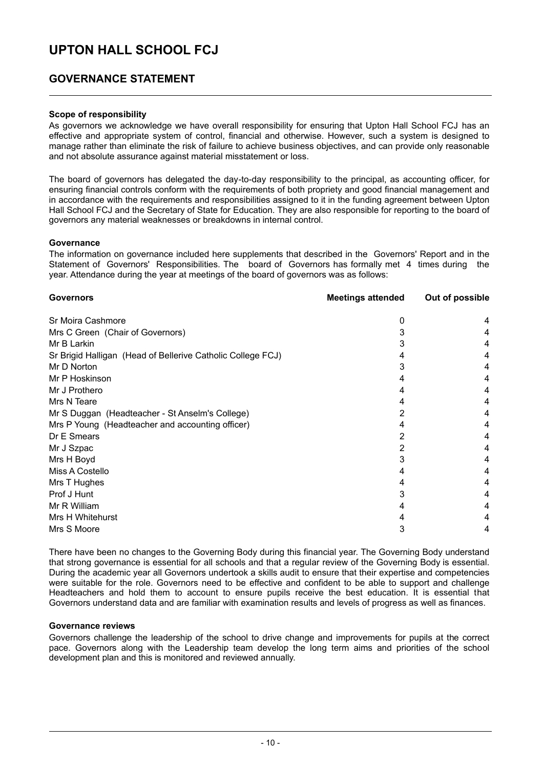# UPTON HALL SCHOOL FCJ

## GOVERNANCE STATEMENT

**Scope of responsibility**

As governors we acknowledge we have overall responsibility for ensuring that Upton Hall School FCJ has an effective and appropriate system of control, financial and otherwise. However, such a system is designed to manage rather than eliminate the risk of failure to achieve business objectives, and can provide only reasonable and not absolute assurance against material misstatement or loss.

The board of governors has delegated the day-to-day responsibility to the principal, as accounting officer, for ensuring financial controls conform with the requirements of both propriety and good financial management and in accordance with the requirements and responsibilities assigned to it in the funding agreement between Upton Hall School FCJ and the Secretary of State for Education. They are also responsible for reporting to the board of governors any material weaknesses or breakdowns in internal control.

**Governance**

The information on governance included here supplements that described in the Governors' Report and in the Statement of Governors' Responsibilities. The board of Governors has formally met 4 times during the year. Attendance during the year at meetings of the board of governors was as follows:

| Governors | Meetings attended | Out of possible |
|---|---|---|
| Sr Moira Cashmore | 0 | 4 |
| Mrs C Green (Chair of Governors) | 3 | 4 |
| Mr B Larkin | 3 | 4 |
| Sr Brigid Halligan (Head of Bellerive Catholic College FCJ) | 4 | 4 |
| Mr D Norton | 3 | 4 |
| Mr P Hoskinson | 4 | 4 |
| Mr J Prothero | 4 | 4 |
| Mrs N Teare | 4 | 4 |
| Mr S Duggan (Headteacher - St Anselm's College) | 2 | 4 |
| Mrs P Young (Headteacher and accounting officer) | 4 | 4 |
| Dr E Smears | 2 | 4 |
| Mr J Szpac | 2 | 4 |
| Mrs H Boyd | 3 | 4 |
| Miss A Costello | 4 | 4 |
| Mrs T Hughes | 4 | 4 |
| Prof J Hunt | 3 | 4 |
| Mr R William | 4 | 4 |
| Mrs H Whitehurst | 4 | 4 |
| Mrs S Moore | 3 | 4 |

There have been no changes to the Governing Body during this financial year. The Governing Body understand that strong governance is essential for all schools and that a regular review of the Governing Body is essential. During the academic year all Governors undertook a skills audit to ensure that their expertise and competencies were suitable for the role. Governors need to be effective and confident to be able to support and challenge Headteachers and hold them to account to ensure pupils receive the best education. It is essential that Governors understand data and are familiar with examination results and levels of progress as well as finances.

**Governance reviews**

Governors challenge the leadership of the school to drive change and improvements for pupils at the correct pace. Governors along with the Leadership team develop the long term aims and priorities of the school development plan and this is monitored and reviewed annually.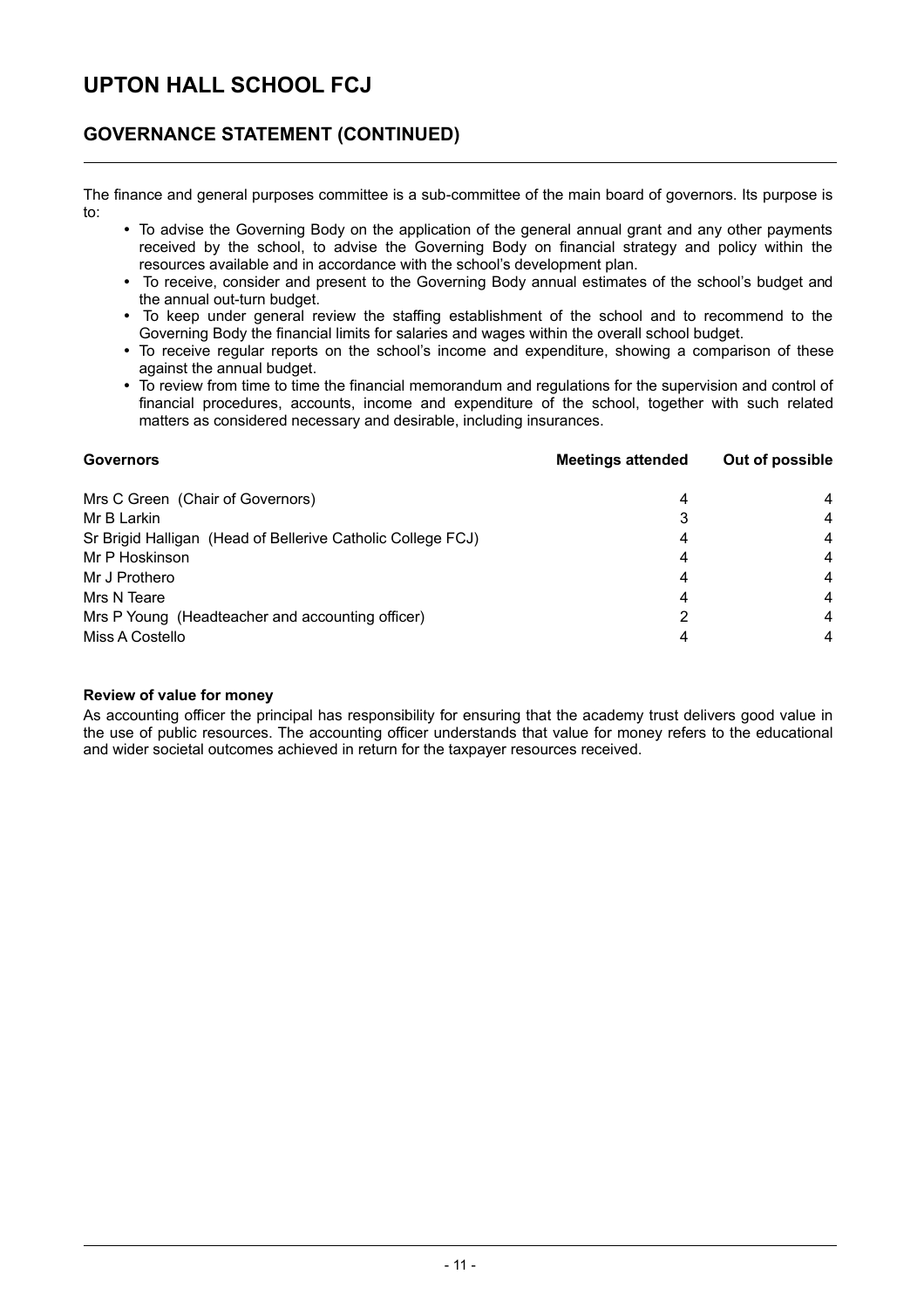# UPTON HALL SCHOOL FCJ

## GOVERNANCE STATEMENT (CONTINUED)

The finance and general purposes committee is a sub-committee of the main board of governors. Its purpose is to:

- To advise the Governing Body on the application of the general annual grant and any other payments received by the school, to advise the Governing Body on financial strategy and policy within the resources available and in accordance with the school's development plan.
- To receive, consider and present to the Governing Body annual estimates of the school's budget and the annual out-turn budget.
- To keep under general review the staffing establishment of the school and to recommend to the Governing Body the financial limits for salaries and wages within the overall school budget.
- To receive regular reports on the school's income and expenditure, showing a comparison of these against the annual budget.
- To review from time to time the financial memorandum and regulations for the supervision and control of financial procedures, accounts, income and expenditure of the school, together with such related matters as considered necessary and desirable, including insurances.

| Governors | Meetings attended | Out of possible |
| --- | --- | --- |
| Mrs C Green (Chair of Governors) | 4 | 4 |
| Mr B Larkin | 3 | 4 |
| Sr Brigid Halligan (Head of Bellerive Catholic College FCJ) | 4 | 4 |
| Mr P Hoskinson | 4 | 4 |
| Mr J Prothero | 4 | 4 |
| Mrs N Teare | 4 | 4 |
| Mrs P Young (Headteacher and accounting officer) | 2 | 4 |
| Miss A Costello | 4 | 4 |

**Review of value for money**

As accounting officer the principal has responsibility for ensuring that the academy trust delivers good value in the use of public resources. The accounting officer understands that value for money refers to the educational and wider societal outcomes achieved in return for the taxpayer resources received.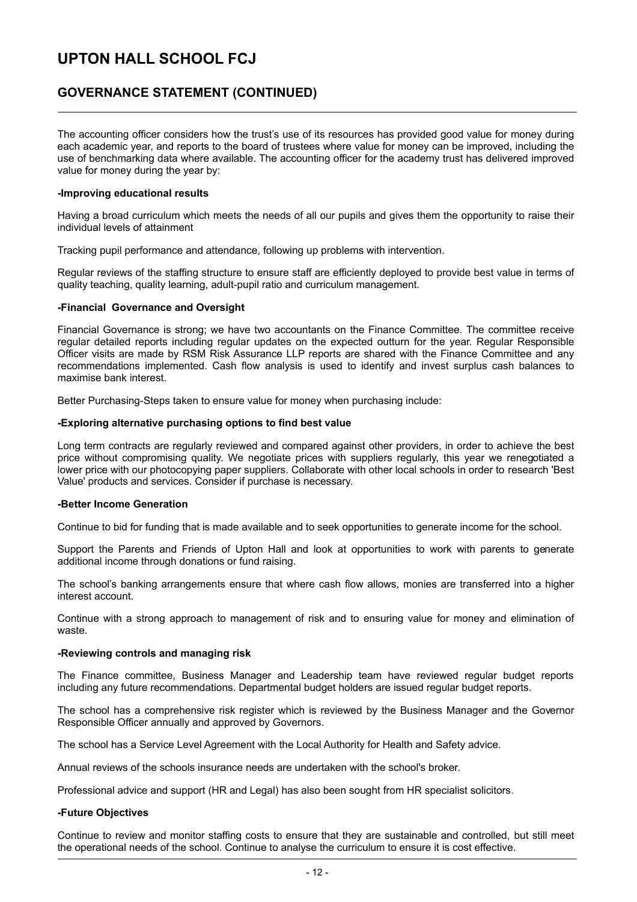The accounting officer considers how the trust's use of its resources has provided good value for money during each academic year, and reports to the board of trustees where value for money can be improved, including the use of benchmarking data where available. The accounting officer for the academy trust has delivered improved value for money during the year by:

**-Improving educational results**

Having a broad curriculum which meets the needs of all our pupils and gives them the opportunity to raise their individual levels of attainment

Tracking pupil performance and attendance, following up problems with intervention.

Regular reviews of the staffing structure to ensure staff are efficiently deployed to provide best value in terms of quality teaching, quality learning, adult-pupil ratio and curriculum management.

**-Financial Governance and Oversight**

Financial Governance is strong; we have two accountants on the Finance Committee. The committee receive regular detailed reports including regular updates on the expected outturn for the year. Regular Responsible Officer visits are made by RSM Risk Assurance LLP reports are shared with the Finance Committee and any recommendations implemented. Cash flow analysis is used to identify and invest surplus cash balances to maximise bank interest.

Better Purchasing-Steps taken to ensure value for money when purchasing include:

**-Exploring alternative purchasing options to find best value**

Long term contracts are regularly reviewed and compared against other providers, in order to achieve the best price without compromising quality. We negotiate prices with suppliers regularly, this year we renegotiated a lower price with our photocopying paper suppliers. Collaborate with other local schools in order to research 'Best Value' products and services. Consider if purchase is necessary.

**-Better Income Generation**

Continue to bid for funding that is made available and to seek opportunities to generate income for the school.

Support the Parents and Friends of Upton Hall and look at opportunities to work with parents to generate additional income through donations or fund raising.

The school's banking arrangements ensure that where cash flow allows, monies are transferred into a higher interest account.

Continue with a strong approach to management of risk and to ensuring value for money and elimination of waste.

**-Reviewing controls and managing risk**

The Finance committee, Business Manager and Leadership team have reviewed regular budget reports including any future recommendations. Departmental budget holders are issued regular budget reports.

The school has a comprehensive risk register which is reviewed by the Business Manager and the Governor Responsible Officer annually and approved by Governors.

The school has a Service Level Agreement with the Local Authority for Health and Safety advice.

Annual reviews of the schools insurance needs are undertaken with the school's broker.

Professional advice and support (HR and Legal) has also been sought from HR specialist solicitors.

**-Future Objectives**

Continue to review and monitor staffing costs to ensure that they are sustainable and controlled, but still meet the operational needs of the school. Continue to analyse the curriculum to ensure it is cost effective.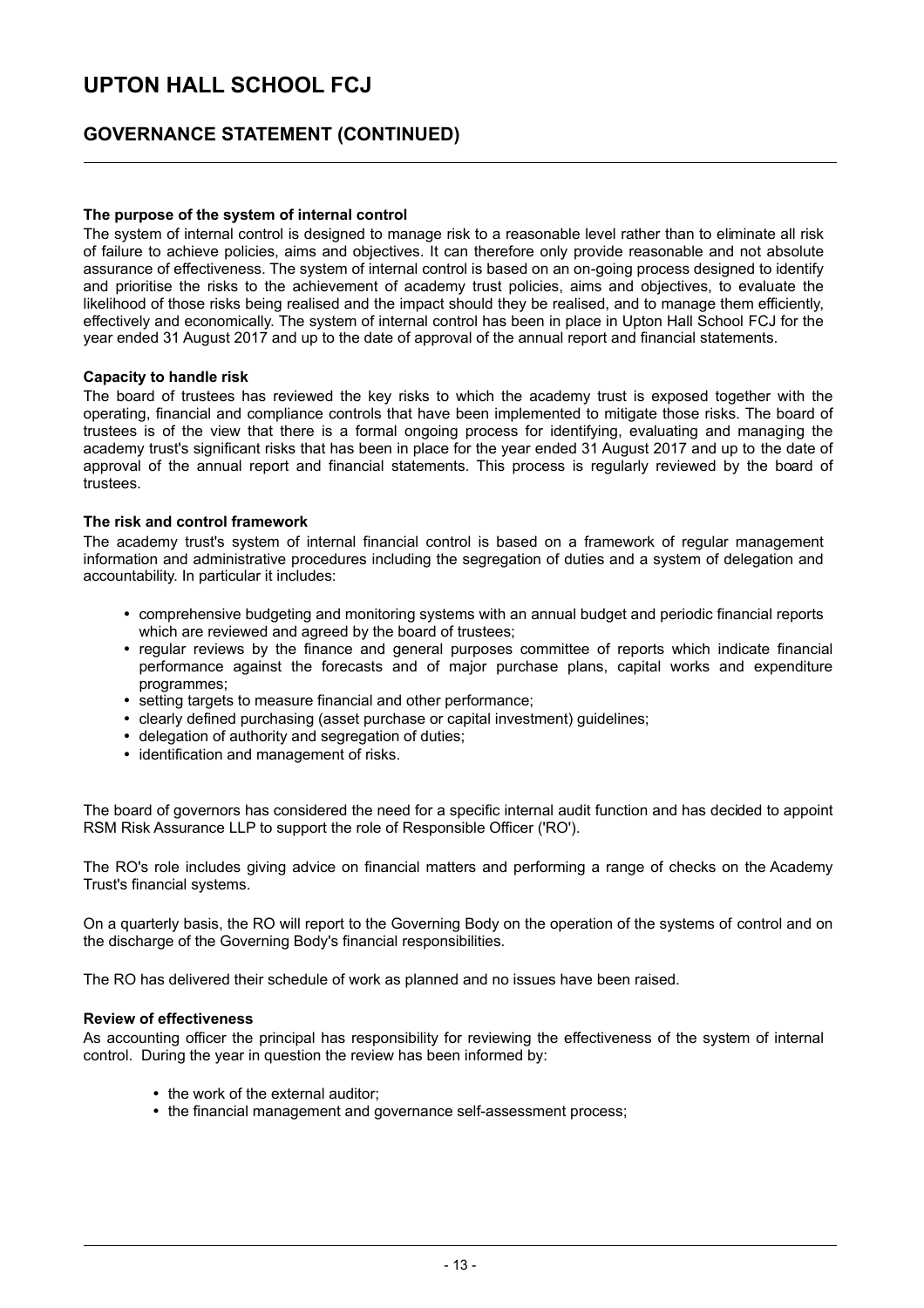## The purpose of the system of internal control

The system of internal control is designed to manage risk to a reasonable level rather than to eliminate all risk of failure to achieve policies, aims and objectives. It can therefore only provide reasonable and not absolute assurance of effectiveness. The system of internal control is based on an on-going process designed to identify and prioritise the risks to the achievement of academy trust policies, aims and objectives, to evaluate the likelihood of those risks being realised and the impact should they be realised, and to manage them efficiently, effectively and economically. The system of internal control has been in place in Upton Hall School FCJ for the year ended 31 August 2017 and up to the date of approval of the annual report and financial statements.

## Capacity to handle risk

The board of trustees has reviewed the key risks to which the academy trust is exposed together with the operating, financial and compliance controls that have been implemented to mitigate those risks. The board of trustees is of the view that there is a formal ongoing process for identifying, evaluating and managing the academy trust's significant risks that has been in place for the year ended 31 August 2017 and up to the date of approval of the annual report and financial statements. This process is regularly reviewed by the board of trustees.

## The risk and control framework

The academy trust's system of internal financial control is based on a framework of regular management information and administrative procedures including the segregation of duties and a system of delegation and accountability. In particular it includes:

- comprehensive budgeting and monitoring systems with an annual budget and periodic financial reports which are reviewed and agreed by the board of trustees;
- regular reviews by the finance and general purposes committee of reports which indicate financial performance against the forecasts and of major purchase plans, capital works and expenditure programmes;
- setting targets to measure financial and other performance;
- clearly defined purchasing (asset purchase or capital investment) guidelines;
- delegation of authority and segregation of duties;
- identification and management of risks.

The board of governors has considered the need for a specific internal audit function and has decided to appoint RSM Risk Assurance LLP to support the role of Responsible Officer ('RO').

The RO's role includes giving advice on financial matters and performing a range of checks on the Academy Trust's financial systems.

On a quarterly basis, the RO will report to the Governing Body on the operation of the systems of control and on the discharge of the Governing Body's financial responsibilities.

The RO has delivered their schedule of work as planned and no issues have been raised.

## Review of effectiveness

As accounting officer the principal has responsibility for reviewing the effectiveness of the system of internal control. During the year in question the review has been informed by:

- the work of the external auditor;
- the financial management and governance self-assessment process;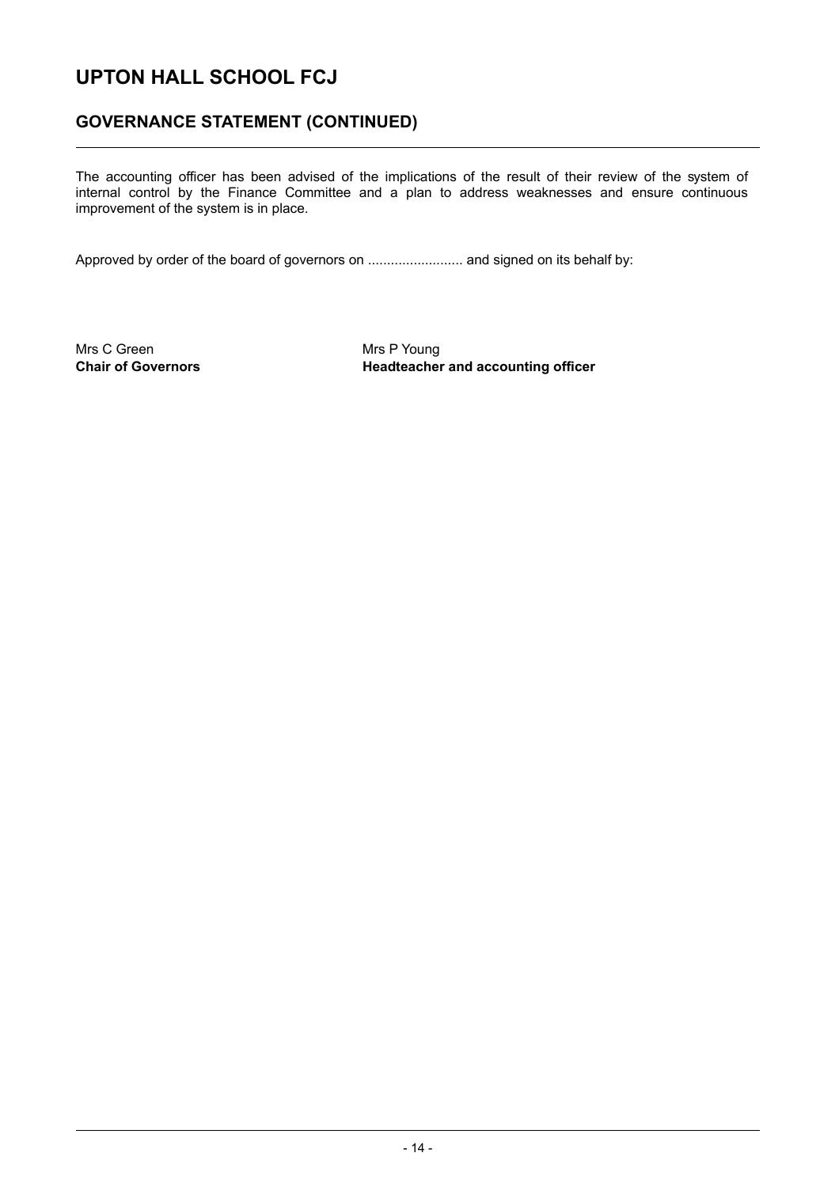# UPTON HALL SCHOOL FCJ

## GOVERNANCE STATEMENT (CONTINUED)

The accounting officer has been advised of the implications of the result of their review of the system of internal control by the Finance Committee and a plan to address weaknesses and ensure continuous improvement of the system is in place.

Approved by order of the board of governors on ......................... and signed on its behalf by:

| Mrs C Green | Mrs P Young |
|---|---|
| **Chair of Governors** | **Headteacher and accounting officer** |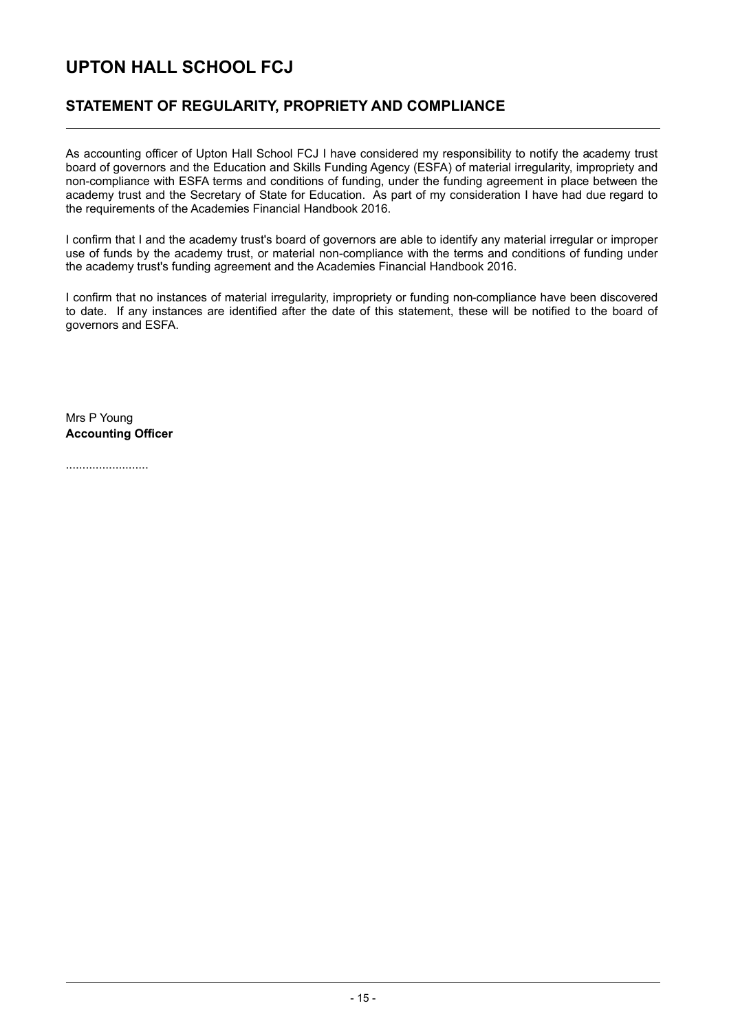# UPTON HALL SCHOOL FCJ

## STATEMENT OF REGULARITY, PROPRIETY AND COMPLIANCE

As accounting officer of Upton Hall School FCJ I have considered my responsibility to notify the academy trust board of governors and the Education and Skills Funding Agency (ESFA) of material irregularity, impropriety and non-compliance with ESFA terms and conditions of funding, under the funding agreement in place between the academy trust and the Secretary of State for Education. As part of my consideration I have had due regard to the requirements of the Academies Financial Handbook 2016.

I confirm that I and the academy trust's board of governors are able to identify any material irregular or improper use of funds by the academy trust, or material non-compliance with the terms and conditions of funding under the academy trust's funding agreement and the Academies Financial Handbook 2016.

I confirm that no instances of material irregularity, impropriety or funding non-compliance have been discovered to date. If any instances are identified after the date of this statement, these will be notified to the board of governors and ESFA.

Mrs P Young
**Accounting Officer**

.........................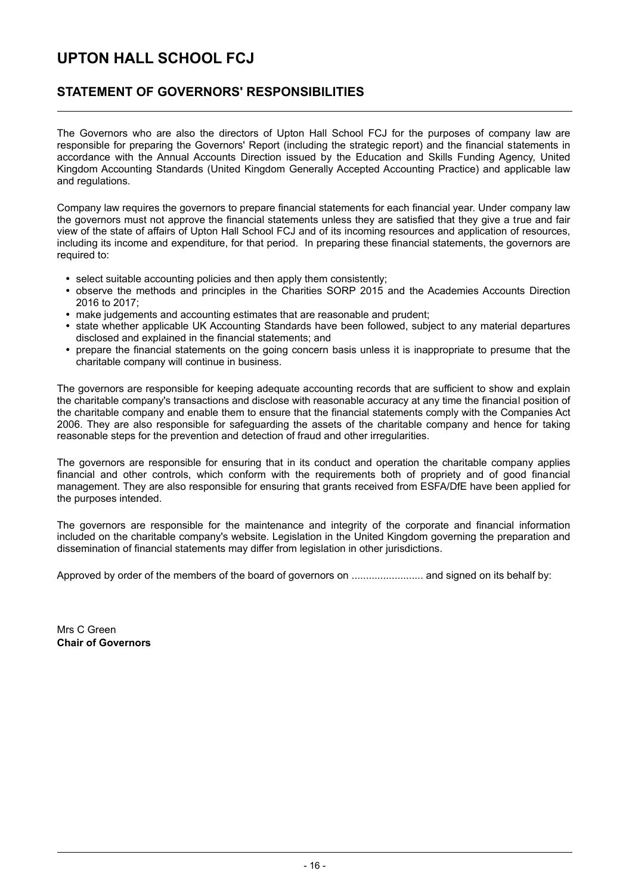# UPTON HALL SCHOOL FCJ

## STATEMENT OF GOVERNORS' RESPONSIBILITIES

The Governors who are also the directors of Upton Hall School FCJ for the purposes of company law are responsible for preparing the Governors' Report (including the strategic report) and the financial statements in accordance with the Annual Accounts Direction issued by the Education and Skills Funding Agency, United Kingdom Accounting Standards (United Kingdom Generally Accepted Accounting Practice) and applicable law and regulations.

Company law requires the governors to prepare financial statements for each financial year. Under company law the governors must not approve the financial statements unless they are satisfied that they give a true and fair view of the state of affairs of Upton Hall School FCJ and of its incoming resources and application of resources, including its income and expenditure, for that period. In preparing these financial statements, the governors are required to:

- select suitable accounting policies and then apply them consistently;
- observe the methods and principles in the Charities SORP 2015 and the Academies Accounts Direction 2016 to 2017;
- make judgements and accounting estimates that are reasonable and prudent;
- state whether applicable UK Accounting Standards have been followed, subject to any material departures disclosed and explained in the financial statements; and
- prepare the financial statements on the going concern basis unless it is inappropriate to presume that the charitable company will continue in business.

The governors are responsible for keeping adequate accounting records that are sufficient to show and explain the charitable company's transactions and disclose with reasonable accuracy at any time the financial position of the charitable company and enable them to ensure that the financial statements comply with the Companies Act 2006. They are also responsible for safeguarding the assets of the charitable company and hence for taking reasonable steps for the prevention and detection of fraud and other irregularities.

The governors are responsible for ensuring that in its conduct and operation the charitable company applies financial and other controls, which conform with the requirements both of propriety and of good financial management. They are also responsible for ensuring that grants received from ESFA/DfE have been applied for the purposes intended.

The governors are responsible for the maintenance and integrity of the corporate and financial information included on the charitable company's website. Legislation in the United Kingdom governing the preparation and dissemination of financial statements may differ from legislation in other jurisdictions.

Approved by order of the members of the board of governors on ......................... and signed on its behalf by:

Mrs C Green
**Chair of Governors**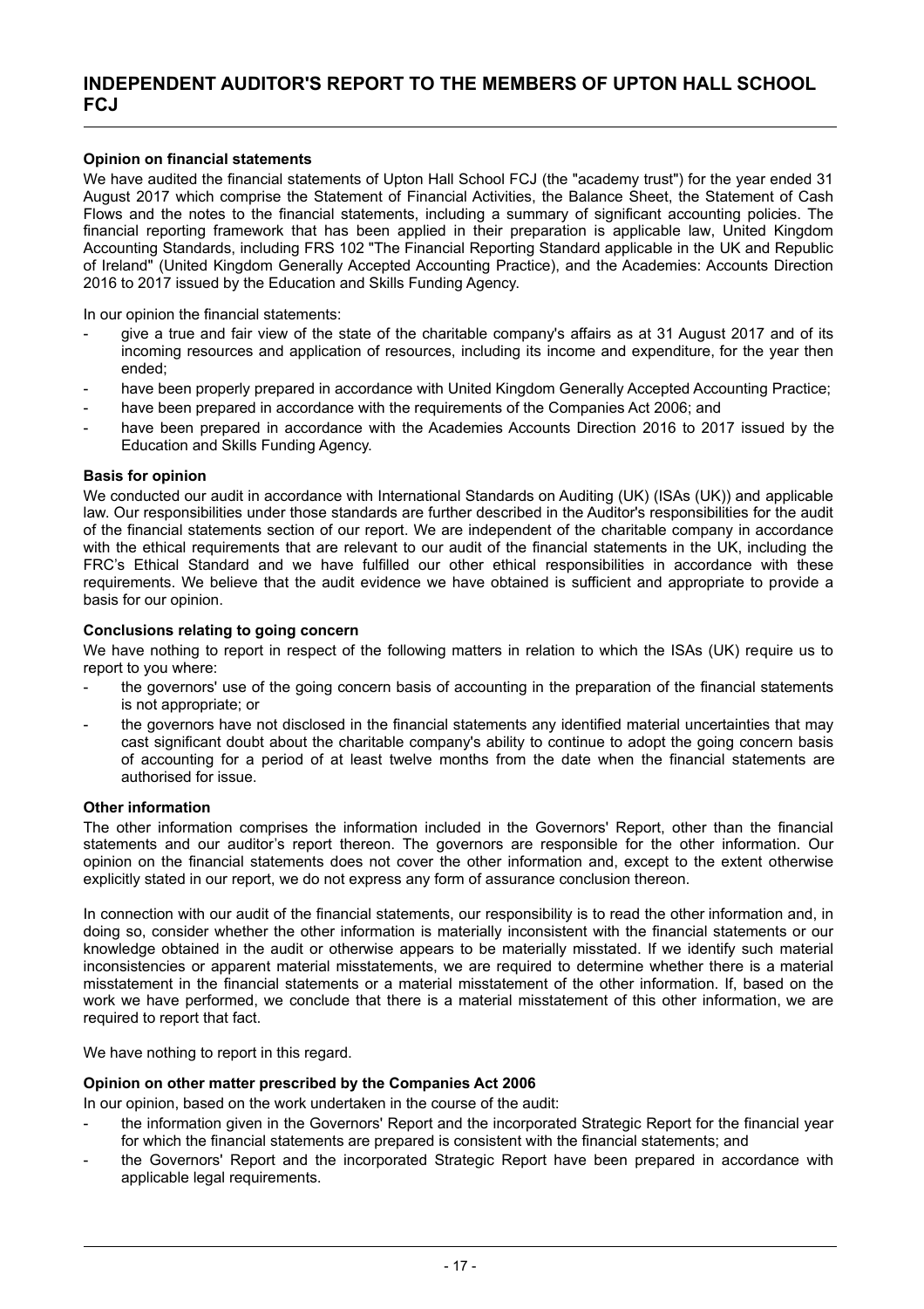# INDEPENDENT AUDITOR'S REPORT TO THE MEMBERS OF UPTON HALL SCHOOL FCJ

**Opinion on financial statements**

We have audited the financial statements of Upton Hall School FCJ (the "academy trust") for the year ended 31 August 2017 which comprise the Statement of Financial Activities, the Balance Sheet, the Statement of Cash Flows and the notes to the financial statements, including a summary of significant accounting policies. The financial reporting framework that has been applied in their preparation is applicable law, United Kingdom Accounting Standards, including FRS 102 "The Financial Reporting Standard applicable in the UK and Republic of Ireland" (United Kingdom Generally Accepted Accounting Practice), and the Academies: Accounts Direction 2016 to 2017 issued by the Education and Skills Funding Agency.

In our opinion the financial statements:

- give a true and fair view of the state of the charitable company's affairs as at 31 August 2017 and of its incoming resources and application of resources, including its income and expenditure, for the year then ended;
- have been properly prepared in accordance with United Kingdom Generally Accepted Accounting Practice;
- have been prepared in accordance with the requirements of the Companies Act 2006; and
- have been prepared in accordance with the Academies Accounts Direction 2016 to 2017 issued by the Education and Skills Funding Agency.

**Basis for opinion**

We conducted our audit in accordance with International Standards on Auditing (UK) (ISAs (UK)) and applicable law. Our responsibilities under those standards are further described in the Auditor's responsibilities for the audit of the financial statements section of our report. We are independent of the charitable company in accordance with the ethical requirements that are relevant to our audit of the financial statements in the UK, including the FRC's Ethical Standard and we have fulfilled our other ethical responsibilities in accordance with these requirements. We believe that the audit evidence we have obtained is sufficient and appropriate to provide a basis for our opinion.

**Conclusions relating to going concern**

We have nothing to report in respect of the following matters in relation to which the ISAs (UK) require us to report to you where:

- the governors' use of the going concern basis of accounting in the preparation of the financial statements is not appropriate; or
- the governors have not disclosed in the financial statements any identified material uncertainties that may cast significant doubt about the charitable company's ability to continue to adopt the going concern basis of accounting for a period of at least twelve months from the date when the financial statements are authorised for issue.

**Other information**

The other information comprises the information included in the Governors' Report, other than the financial statements and our auditor's report thereon. The governors are responsible for the other information. Our opinion on the financial statements does not cover the other information and, except to the extent otherwise explicitly stated in our report, we do not express any form of assurance conclusion thereon.

In connection with our audit of the financial statements, our responsibility is to read the other information and, in doing so, consider whether the other information is materially inconsistent with the financial statements or our knowledge obtained in the audit or otherwise appears to be materially misstated. If we identify such material inconsistencies or apparent material misstatements, we are required to determine whether there is a material misstatement in the financial statements or a material misstatement of the other information. If, based on the work we have performed, we conclude that there is a material misstatement of this other information, we are required to report that fact.

We have nothing to report in this regard.

**Opinion on other matter prescribed by the Companies Act 2006**

In our opinion, based on the work undertaken in the course of the audit:

- the information given in the Governors' Report and the incorporated Strategic Report for the financial year for which the financial statements are prepared is consistent with the financial statements; and
- the Governors' Report and the incorporated Strategic Report have been prepared in accordance with applicable legal requirements.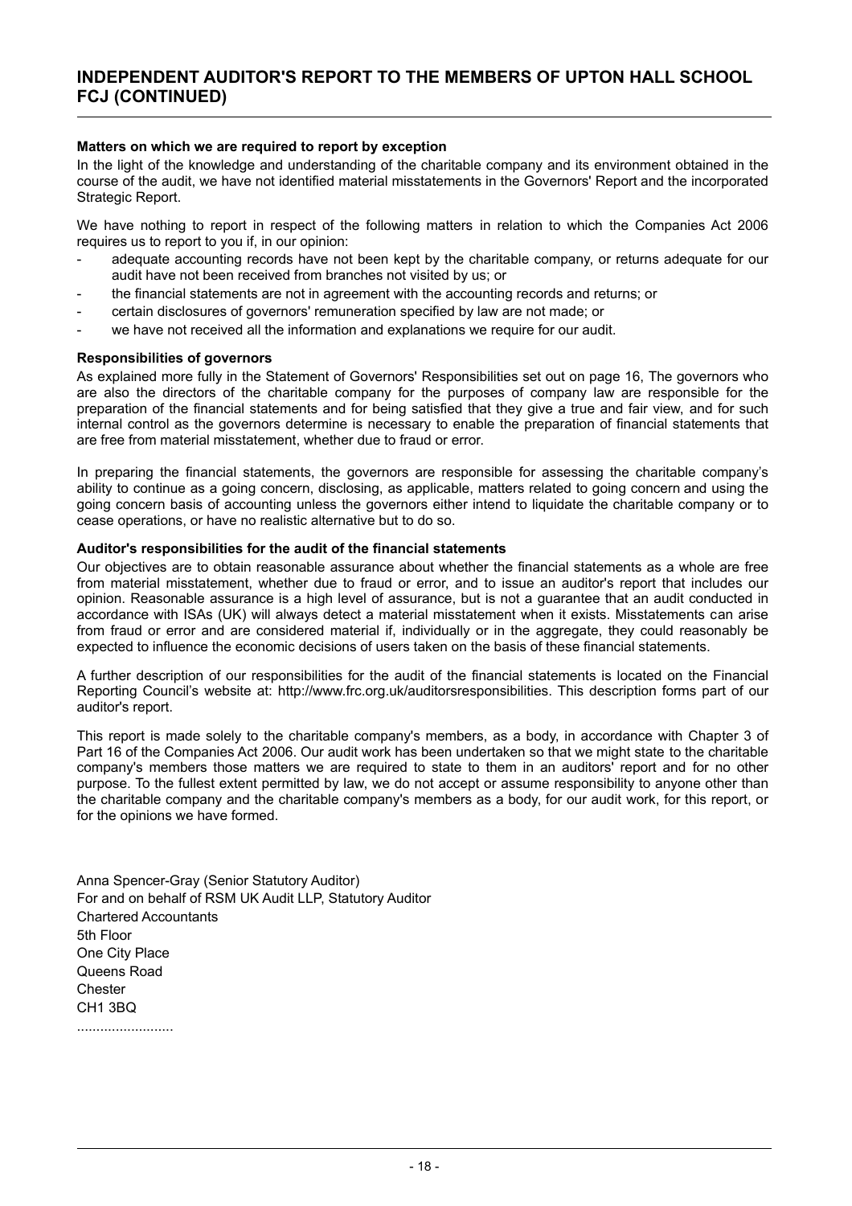## INDEPENDENT AUDITOR'S REPORT TO THE MEMBERS OF UPTON HALL SCHOOL FCJ (CONTINUED)

### Matters on which we are required to report by exception

In the light of the knowledge and understanding of the charitable company and its environment obtained in the course of the audit, we have not identified material misstatements in the Governors' Report and the incorporated Strategic Report.

We have nothing to report in respect of the following matters in relation to which the Companies Act 2006 requires us to report to you if, in our opinion:

- adequate accounting records have not been kept by the charitable company, or returns adequate for our audit have not been received from branches not visited by us; or
- the financial statements are not in agreement with the accounting records and returns; or
- certain disclosures of governors' remuneration specified by law are not made; or
- we have not received all the information and explanations we require for our audit.

### Responsibilities of governors

As explained more fully in the Statement of Governors' Responsibilities set out on page 16, The governors who are also the directors of the charitable company for the purposes of company law are responsible for the preparation of the financial statements and for being satisfied that they give a true and fair view, and for such internal control as the governors determine is necessary to enable the preparation of financial statements that are free from material misstatement, whether due to fraud or error.

In preparing the financial statements, the governors are responsible for assessing the charitable company's ability to continue as a going concern, disclosing, as applicable, matters related to going concern and using the going concern basis of accounting unless the governors either intend to liquidate the charitable company or to cease operations, or have no realistic alternative but to do so.

### Auditor's responsibilities for the audit of the financial statements

Our objectives are to obtain reasonable assurance about whether the financial statements as a whole are free from material misstatement, whether due to fraud or error, and to issue an auditor's report that includes our opinion. Reasonable assurance is a high level of assurance, but is not a guarantee that an audit conducted in accordance with ISAs (UK) will always detect a material misstatement when it exists. Misstatements can arise from fraud or error and are considered material if, individually or in the aggregate, they could reasonably be expected to influence the economic decisions of users taken on the basis of these financial statements.

A further description of our responsibilities for the audit of the financial statements is located on the Financial Reporting Council's website at: http://www.frc.org.uk/auditorsresponsibilities. This description forms part of our auditor's report.

This report is made solely to the charitable company's members, as a body, in accordance with Chapter 3 of Part 16 of the Companies Act 2006. Our audit work has been undertaken so that we might state to the charitable company's members those matters we are required to state to them in an auditors' report and for no other purpose. To the fullest extent permitted by law, we do not accept or assume responsibility to anyone other than the charitable company and the charitable company's members as a body, for our audit work, for this report, or for the opinions we have formed.

Anna Spencer-Gray (Senior Statutory Auditor)
For and on behalf of RSM UK Audit LLP, Statutory Auditor
Chartered Accountants
5th Floor
One City Place
Queens Road
Chester
CH1 3BQ
.........................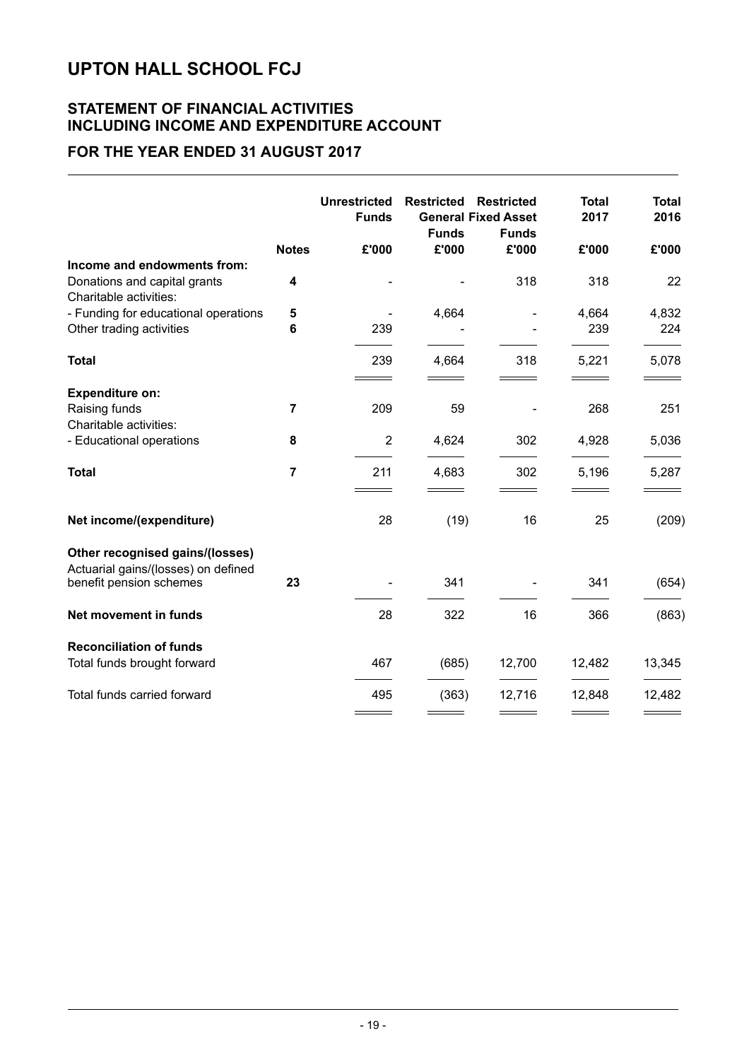# UPTON HALL SCHOOL FCJ

## STATEMENT OF FINANCIAL ACTIVITIES INCLUDING INCOME AND EXPENDITURE ACCOUNT

## FOR THE YEAR ENDED 31 AUGUST 2017

| | Notes | Unrestricted Funds £'000 | Restricted General Funds £'000 | Restricted Fixed Asset Funds £'000 | Total 2017 £'000 | Total 2016 £'000 |
|---|---|---|---|---|---|---|
| **Income and endowments from:** | | | | | | |
| Donations and capital grants | **4** | - | - | 318 | 318 | 22 |
| Charitable activities: | | | | | | |
| - Funding for educational operations | **5** | - | 4,664 | - | 4,664 | 4,832 |
| Other trading activities | **6** | 239 | - | - | 239 | 224 |
| **Total** | | 239 | 4,664 | 318 | 5,221 | 5,078 |
| **Expenditure on:** | | | | | | |
| Raising funds | **7** | 209 | 59 | - | 268 | 251 |
| Charitable activities: | | | | | | |
| - Educational operations | **8** | 2 | 4,624 | 302 | 4,928 | 5,036 |
| **Total** | **7** | 211 | 4,683 | 302 | 5,196 | 5,287 |
| **Net income/(expenditure)** | | 28 | (19) | 16 | 25 | (209) |
| **Other recognised gains/(losses)** | | | | | | |
| Actuarial gains/(losses) on defined benefit pension schemes | **23** | - | 341 | - | 341 | (654) |
| **Net movement in funds** | | 28 | 322 | 16 | 366 | (863) |
| **Reconciliation of funds** | | | | | | |
| Total funds brought forward | | 467 | (685) | 12,700 | 12,482 | 13,345 |
| Total funds carried forward | | 495 | (363) | 12,716 | 12,848 | 12,482 |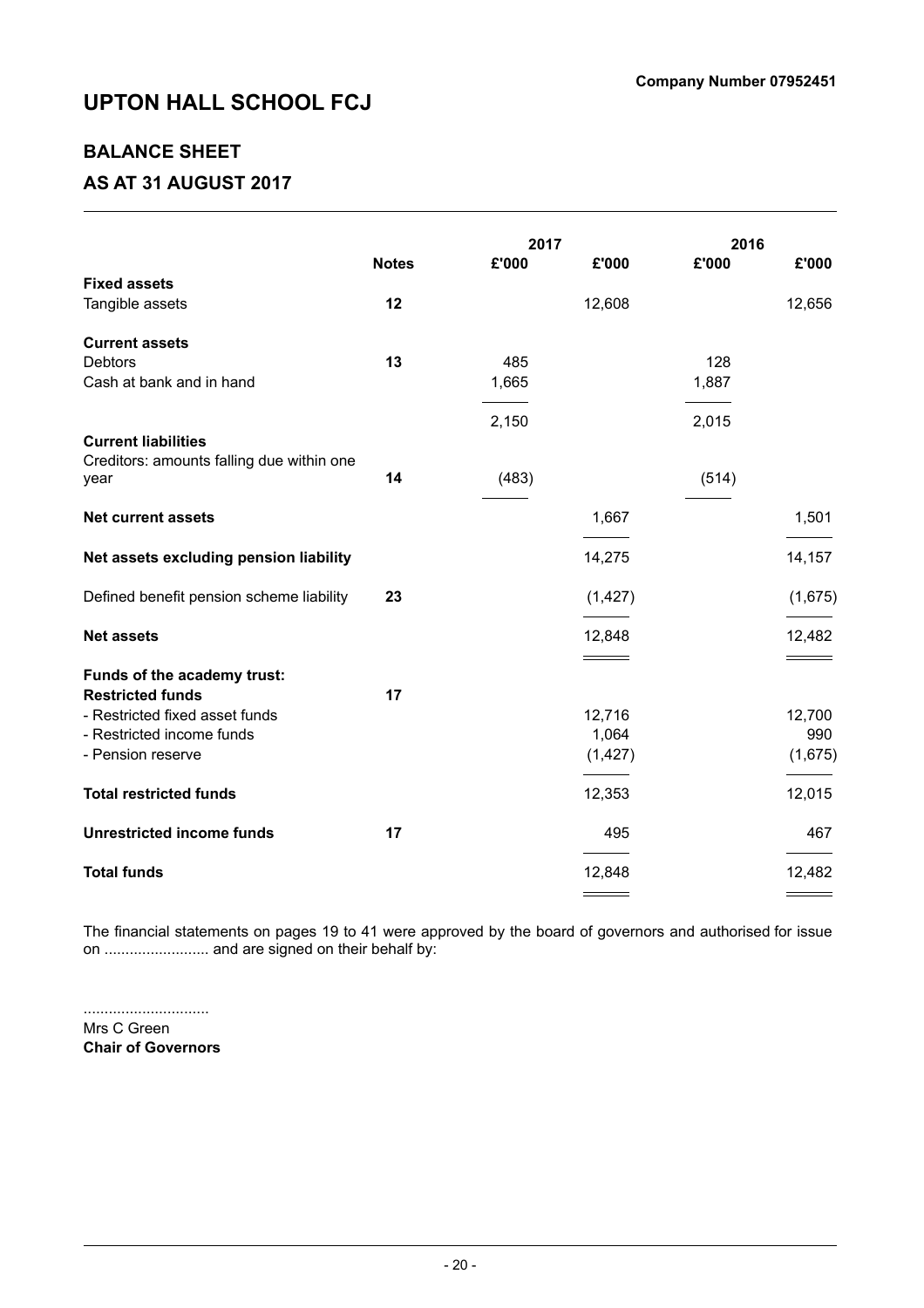**Company Number 07952451**

# UPTON HALL SCHOOL FCJ

## BALANCE SHEET

## AS AT 31 AUGUST 2017

| | Notes | 2017 £'000 | 2017 £'000 | 2016 £'000 | 2016 £'000 |
|---|---|---|---|---|---|
| **Fixed assets** | | | | | |
| Tangible assets | **12** | | 12,608 | | 12,656 |
| **Current assets** | | | | | |
| Debtors | **13** | 485 | | 128 | |
| Cash at bank and in hand | | 1,665 | | 1,887 | |
| | | 2,150 | | 2,015 | |
| **Current liabilities** | | | | | |
| Creditors: amounts falling due within one year | **14** | (483) | | (514) | |
| **Net current assets** | | | 1,667 | | 1,501 |
| **Net assets excluding pension liability** | | | 14,275 | | 14,157 |
| Defined benefit pension scheme liability | **23** | | (1,427) | | (1,675) |
| **Net assets** | | | 12,848 | | 12,482 |
| **Funds of the academy trust:** | | | | | |
| **Restricted funds** | **17** | | | | |
| - Restricted fixed asset funds | | | 12,716 | | 12,700 |
| - Restricted income funds | | | 1,064 | | 990 |
| - Pension reserve | | | (1,427) | | (1,675) |
| **Total restricted funds** | | | 12,353 | | 12,015 |
| **Unrestricted income funds** | **17** | | 495 | | 467 |
| **Total funds** | | | 12,848 | | 12,482 |

The financial statements on pages 19 to 41 were approved by the board of governors and authorised for issue on ......................... and are signed on their behalf by:

..............................
Mrs C Green
**Chair of Governors**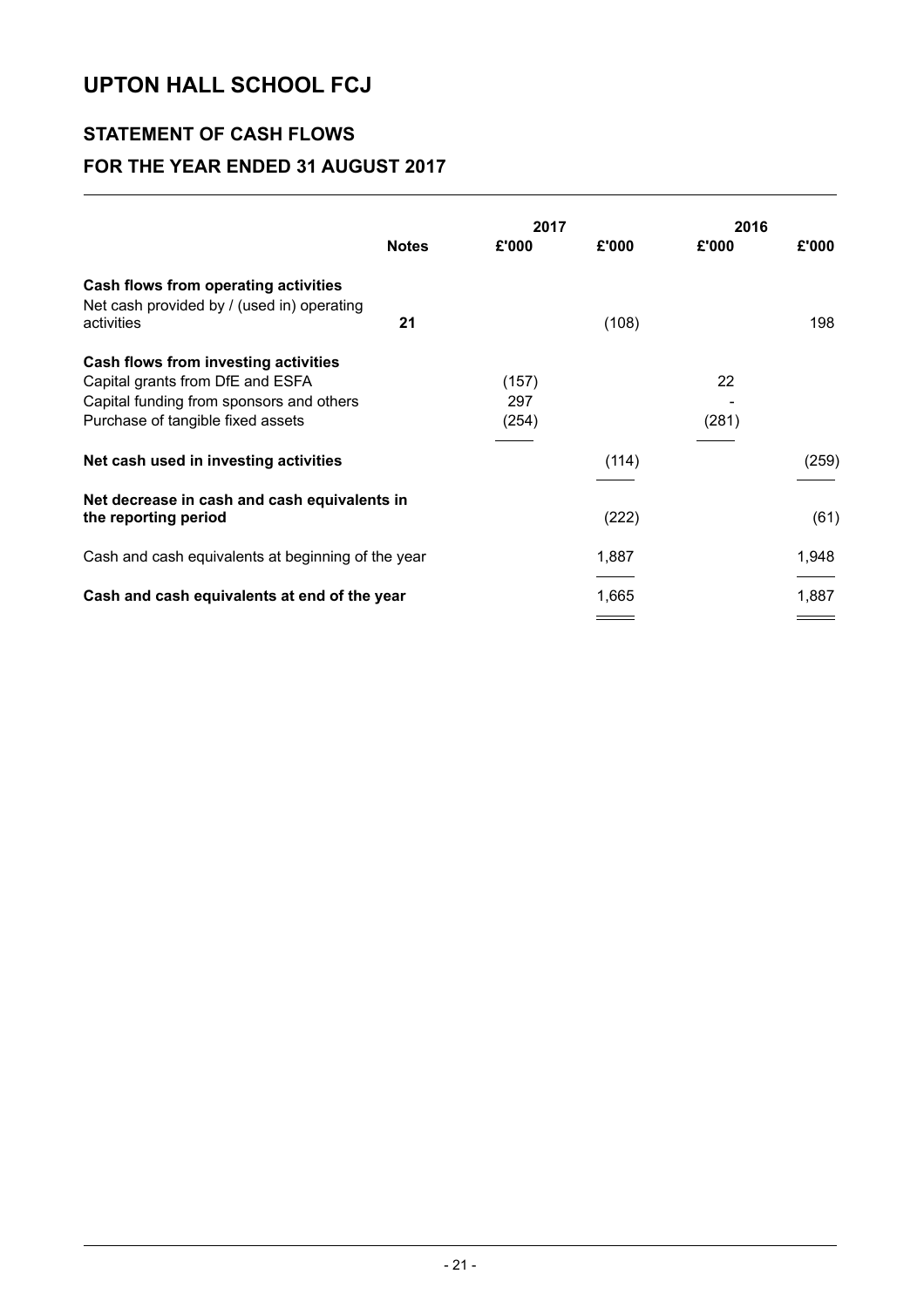# UPTON HALL SCHOOL FCJ

## STATEMENT OF CASH FLOWS

## FOR THE YEAR ENDED 31 AUGUST 2017

| | Notes | 2017 £'000 | 2017 £'000 | 2016 £'000 | 2016 £'000 |
|---|---|---|---|---|---|
| **Cash flows from operating activities** | | | | | |
| Net cash provided by / (used in) operating activities | **21** | | (108) | | 198 |
| **Cash flows from investing activities** | | | | | |
| Capital grants from DfE and ESFA | | (157) | | 22 | |
| Capital funding from sponsors and others | | 297 | | - | |
| Purchase of tangible fixed assets | | (254) | | (281) | |
| **Net cash used in investing activities** | | | (114) | | (259) |
| **Net decrease in cash and cash equivalents in the reporting period** | | | (222) | | (61) |
| Cash and cash equivalents at beginning of the year | | | 1,887 | | 1,948 |
| **Cash and cash equivalents at end of the year** | | | 1,665 | | 1,887 |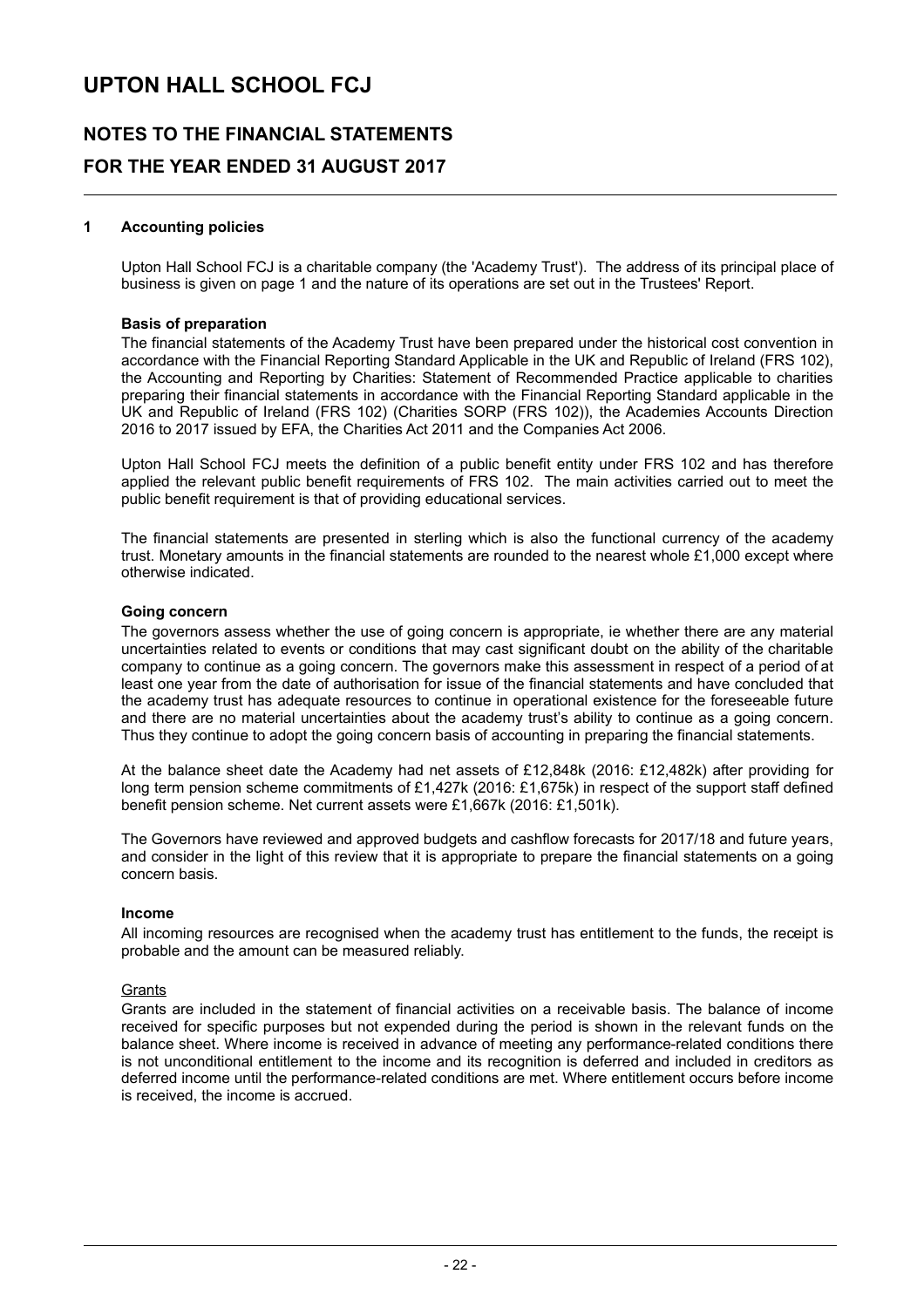# UPTON HALL SCHOOL FCJ

## NOTES TO THE FINANCIAL STATEMENTS

## FOR THE YEAR ENDED 31 AUGUST 2017

### 1 Accounting policies

Upton Hall School FCJ is a charitable company (the 'Academy Trust'). The address of its principal place of business is given on page 1 and the nature of its operations are set out in the Trustees' Report.

**Basis of preparation**

The financial statements of the Academy Trust have been prepared under the historical cost convention in accordance with the Financial Reporting Standard Applicable in the UK and Republic of Ireland (FRS 102), the Accounting and Reporting by Charities: Statement of Recommended Practice applicable to charities preparing their financial statements in accordance with the Financial Reporting Standard applicable in the UK and Republic of Ireland (FRS 102) (Charities SORP (FRS 102)), the Academies Accounts Direction 2016 to 2017 issued by EFA, the Charities Act 2011 and the Companies Act 2006.

Upton Hall School FCJ meets the definition of a public benefit entity under FRS 102 and has therefore applied the relevant public benefit requirements of FRS 102. The main activities carried out to meet the public benefit requirement is that of providing educational services.

The financial statements are presented in sterling which is also the functional currency of the academy trust. Monetary amounts in the financial statements are rounded to the nearest whole £1,000 except where otherwise indicated.

**Going concern**

The governors assess whether the use of going concern is appropriate, ie whether there are any material uncertainties related to events or conditions that may cast significant doubt on the ability of the charitable company to continue as a going concern. The governors make this assessment in respect of a period of at least one year from the date of authorisation for issue of the financial statements and have concluded that the academy trust has adequate resources to continue in operational existence for the foreseeable future and there are no material uncertainties about the academy trust's ability to continue as a going concern. Thus they continue to adopt the going concern basis of accounting in preparing the financial statements.

At the balance sheet date the Academy had net assets of £12,848k (2016: £12,482k) after providing for long term pension scheme commitments of £1,427k (2016: £1,675k) in respect of the support staff defined benefit pension scheme. Net current assets were £1,667k (2016: £1,501k).

The Governors have reviewed and approved budgets and cashflow forecasts for 2017/18 and future years, and consider in the light of this review that it is appropriate to prepare the financial statements on a going concern basis.

**Income**

All incoming resources are recognised when the academy trust has entitlement to the funds, the receipt is probable and the amount can be measured reliably.

Grants

Grants are included in the statement of financial activities on a receivable basis. The balance of income received for specific purposes but not expended during the period is shown in the relevant funds on the balance sheet. Where income is received in advance of meeting any performance-related conditions there is not unconditional entitlement to the income and its recognition is deferred and included in creditors as deferred income until the performance-related conditions are met. Where entitlement occurs before income is received, the income is accrued.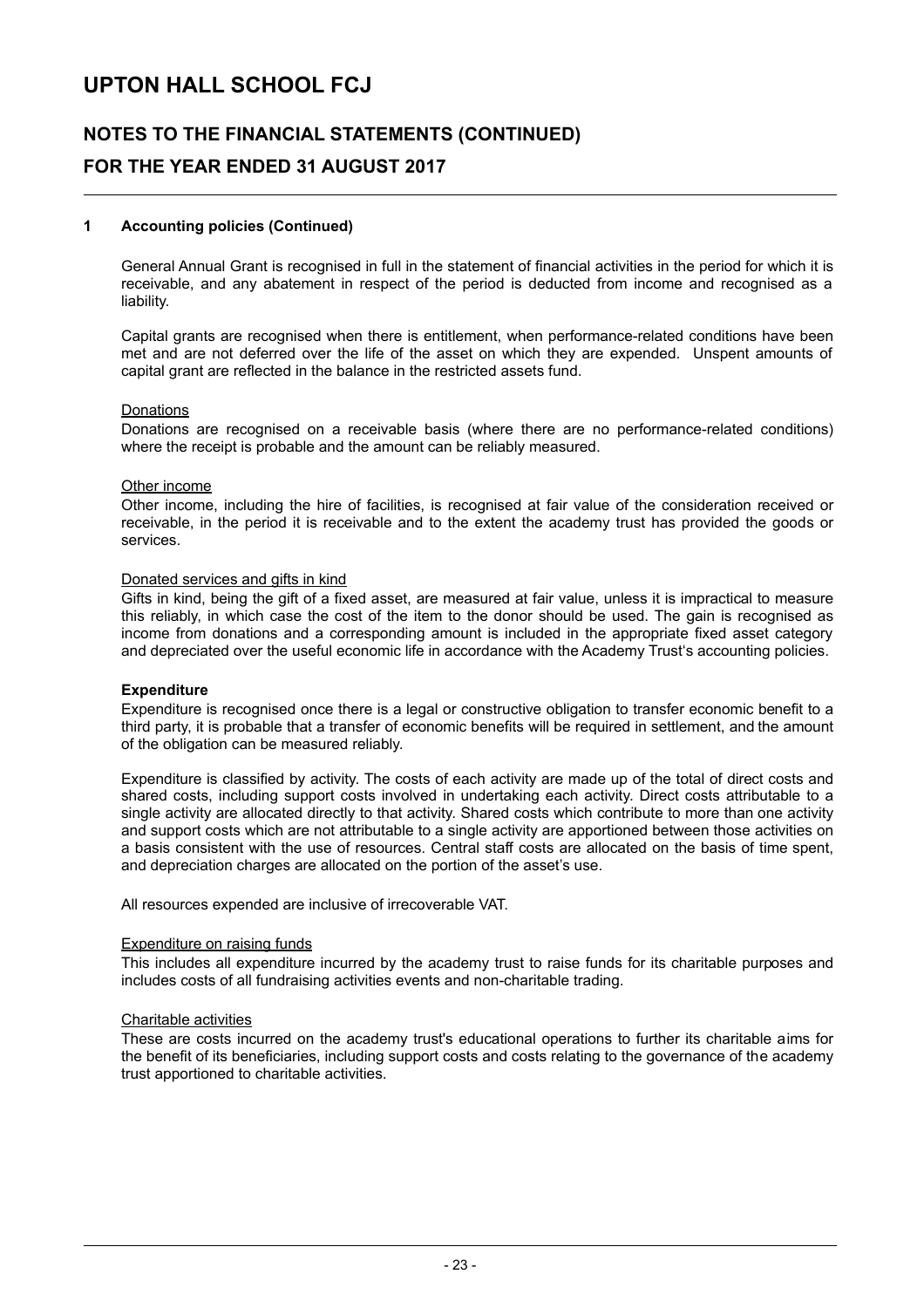# UPTON HALL SCHOOL FCJ

## NOTES TO THE FINANCIAL STATEMENTS (CONTINUED)

## FOR THE YEAR ENDED 31 AUGUST 2017

### 1 Accounting policies (Continued)

General Annual Grant is recognised in full in the statement of financial activities in the period for which it is receivable, and any abatement in respect of the period is deducted from income and recognised as a liability.

Capital grants are recognised when there is entitlement, when performance-related conditions have been met and are not deferred over the life of the asset on which they are expended. Unspent amounts of capital grant are reflected in the balance in the restricted assets fund.

Donations

Donations are recognised on a receivable basis (where there are no performance-related conditions) where the receipt is probable and the amount can be reliably measured.

Other income

Other income, including the hire of facilities, is recognised at fair value of the consideration received or receivable, in the period it is receivable and to the extent the academy trust has provided the goods or services.

Donated services and gifts in kind

Gifts in kind, being the gift of a fixed asset, are measured at fair value, unless it is impractical to measure this reliably, in which case the cost of the item to the donor should be used. The gain is recognised as income from donations and a corresponding amount is included in the appropriate fixed asset category and depreciated over the useful economic life in accordance with the Academy Trust's accounting policies.

**Expenditure**

Expenditure is recognised once there is a legal or constructive obligation to transfer economic benefit to a third party, it is probable that a transfer of economic benefits will be required in settlement, and the amount of the obligation can be measured reliably.

Expenditure is classified by activity. The costs of each activity are made up of the total of direct costs and shared costs, including support costs involved in undertaking each activity. Direct costs attributable to a single activity are allocated directly to that activity. Shared costs which contribute to more than one activity and support costs which are not attributable to a single activity are apportioned between those activities on a basis consistent with the use of resources. Central staff costs are allocated on the basis of time spent, and depreciation charges are allocated on the portion of the asset's use.

All resources expended are inclusive of irrecoverable VAT.

Expenditure on raising funds

This includes all expenditure incurred by the academy trust to raise funds for its charitable purposes and includes costs of all fundraising activities events and non-charitable trading.

Charitable activities

These are costs incurred on the academy trust's educational operations to further its charitable aims for the benefit of its beneficiaries, including support costs and costs relating to the governance of the academy trust apportioned to charitable activities.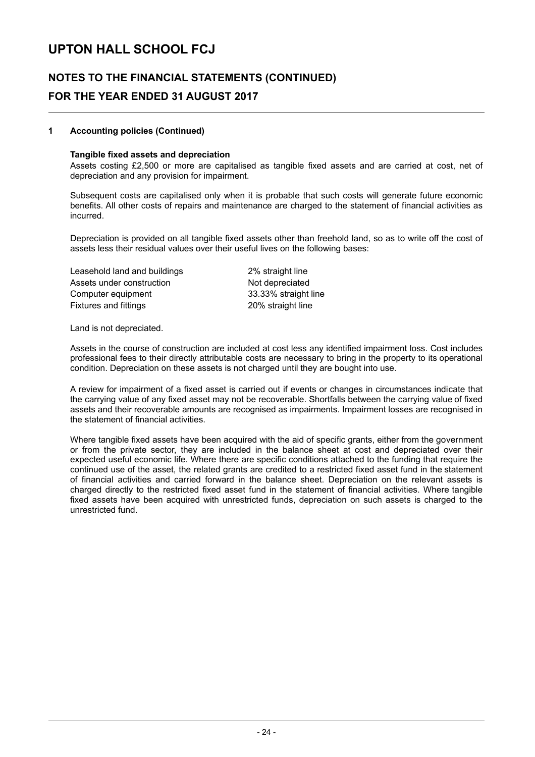# UPTON HALL SCHOOL FCJ

## NOTES TO THE FINANCIAL STATEMENTS (CONTINUED)
## FOR THE YEAR ENDED 31 AUGUST 2017

### 1 Accounting policies (Continued)

**Tangible fixed assets and depreciation**

Assets costing £2,500 or more are capitalised as tangible fixed assets and are carried at cost, net of depreciation and any provision for impairment.

Subsequent costs are capitalised only when it is probable that such costs will generate future economic benefits. All other costs of repairs and maintenance are charged to the statement of financial activities as incurred.

Depreciation is provided on all tangible fixed assets other than freehold land, so as to write off the cost of assets less their residual values over their useful lives on the following bases:

| | |
|---|---|
| Leasehold land and buildings | 2% straight line |
| Assets under construction | Not depreciated |
| Computer equipment | 33.33% straight line |
| Fixtures and fittings | 20% straight line |

Land is not depreciated.

Assets in the course of construction are included at cost less any identified impairment loss. Cost includes professional fees to their directly attributable costs are necessary to bring in the property to its operational condition. Depreciation on these assets is not charged until they are bought into use.

A review for impairment of a fixed asset is carried out if events or changes in circumstances indicate that the carrying value of any fixed asset may not be recoverable. Shortfalls between the carrying value of fixed assets and their recoverable amounts are recognised as impairments. Impairment losses are recognised in the statement of financial activities.

Where tangible fixed assets have been acquired with the aid of specific grants, either from the government or from the private sector, they are included in the balance sheet at cost and depreciated over their expected useful economic life. Where there are specific conditions attached to the funding that require the continued use of the asset, the related grants are credited to a restricted fixed asset fund in the statement of financial activities and carried forward in the balance sheet. Depreciation on the relevant assets is charged directly to the restricted fixed asset fund in the statement of financial activities. Where tangible fixed assets have been acquired with unrestricted funds, depreciation on such assets is charged to the unrestricted fund.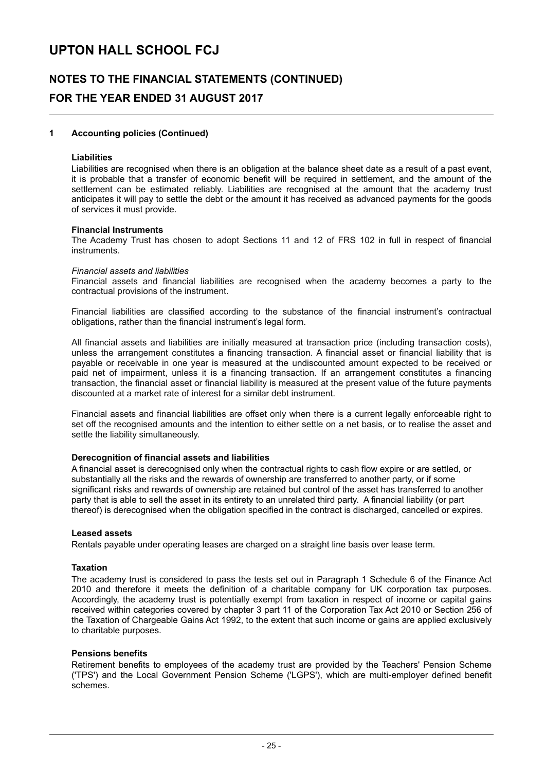# UPTON HALL SCHOOL FCJ

## NOTES TO THE FINANCIAL STATEMENTS (CONTINUED)

## FOR THE YEAR ENDED 31 AUGUST 2017

### 1 Accounting policies (Continued)

**Liabilities**

Liabilities are recognised when there is an obligation at the balance sheet date as a result of a past event, it is probable that a transfer of economic benefit will be required in settlement, and the amount of the settlement can be estimated reliably. Liabilities are recognised at the amount that the academy trust anticipates it will pay to settle the debt or the amount it has received as advanced payments for the goods of services it must provide.

**Financial Instruments**

The Academy Trust has chosen to adopt Sections 11 and 12 of FRS 102 in full in respect of financial instruments.

*Financial assets and liabilities*

Financial assets and financial liabilities are recognised when the academy becomes a party to the contractual provisions of the instrument.

Financial liabilities are classified according to the substance of the financial instrument's contractual obligations, rather than the financial instrument's legal form.

All financial assets and liabilities are initially measured at transaction price (including transaction costs), unless the arrangement constitutes a financing transaction. A financial asset or financial liability that is payable or receivable in one year is measured at the undiscounted amount expected to be received or paid net of impairment, unless it is a financing transaction. If an arrangement constitutes a financing transaction, the financial asset or financial liability is measured at the present value of the future payments discounted at a market rate of interest for a similar debt instrument.

Financial assets and financial liabilities are offset only when there is a current legally enforceable right to set off the recognised amounts and the intention to either settle on a net basis, or to realise the asset and settle the liability simultaneously.

**Derecognition of financial assets and liabilities**

A financial asset is derecognised only when the contractual rights to cash flow expire or are settled, or substantially all the risks and the rewards of ownership are transferred to another party, or if some significant risks and rewards of ownership are retained but control of the asset has transferred to another party that is able to sell the asset in its entirety to an unrelated third party. A financial liability (or part thereof) is derecognised when the obligation specified in the contract is discharged, cancelled or expires.

**Leased assets**

Rentals payable under operating leases are charged on a straight line basis over lease term.

**Taxation**

The academy trust is considered to pass the tests set out in Paragraph 1 Schedule 6 of the Finance Act 2010 and therefore it meets the definition of a charitable company for UK corporation tax purposes. Accordingly, the academy trust is potentially exempt from taxation in respect of income or capital gains received within categories covered by chapter 3 part 11 of the Corporation Tax Act 2010 or Section 256 of the Taxation of Chargeable Gains Act 1992, to the extent that such income or gains are applied exclusively to charitable purposes.

**Pensions benefits**

Retirement benefits to employees of the academy trust are provided by the Teachers' Pension Scheme ('TPS') and the Local Government Pension Scheme ('LGPS'), which are multi-employer defined benefit schemes.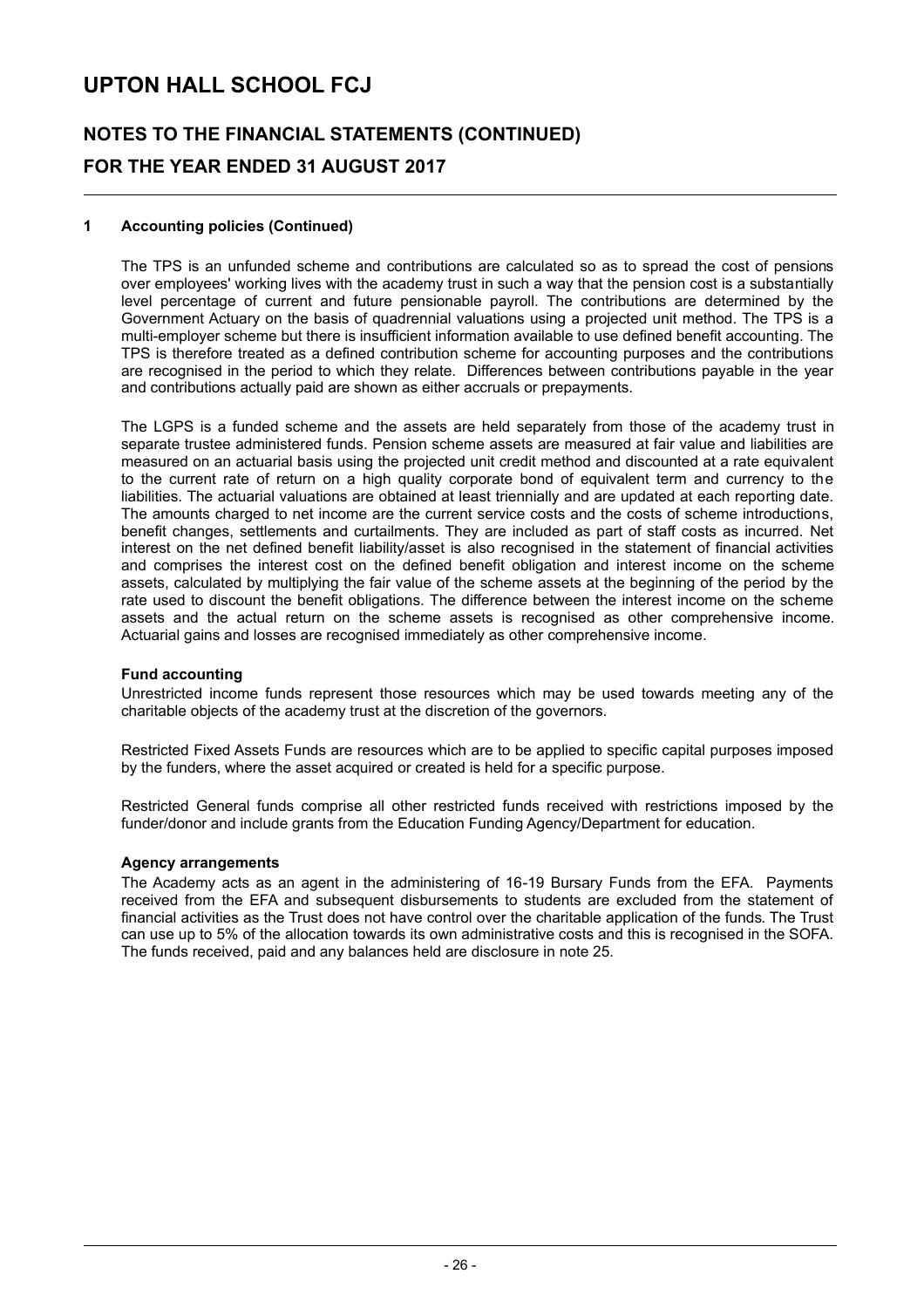## 1 Accounting policies (Continued)

The TPS is an unfunded scheme and contributions are calculated so as to spread the cost of pensions over employees' working lives with the academy trust in such a way that the pension cost is a substantially level percentage of current and future pensionable payroll. The contributions are determined by the Government Actuary on the basis of quadrennial valuations using a projected unit method. The TPS is a multi-employer scheme but there is insufficient information available to use defined benefit accounting. The TPS is therefore treated as a defined contribution scheme for accounting purposes and the contributions are recognised in the period to which they relate. Differences between contributions payable in the year and contributions actually paid are shown as either accruals or prepayments.

The LGPS is a funded scheme and the assets are held separately from those of the academy trust in separate trustee administered funds. Pension scheme assets are measured at fair value and liabilities are measured on an actuarial basis using the projected unit credit method and discounted at a rate equivalent to the current rate of return on a high quality corporate bond of equivalent term and currency to the liabilities. The actuarial valuations are obtained at least triennially and are updated at each reporting date. The amounts charged to net income are the current service costs and the costs of scheme introductions, benefit changes, settlements and curtailments. They are included as part of staff costs as incurred. Net interest on the net defined benefit liability/asset is also recognised in the statement of financial activities and comprises the interest cost on the defined benefit obligation and interest income on the scheme assets, calculated by multiplying the fair value of the scheme assets at the beginning of the period by the rate used to discount the benefit obligations. The difference between the interest income on the scheme assets and the actual return on the scheme assets is recognised as other comprehensive income. Actuarial gains and losses are recognised immediately as other comprehensive income.

**Fund accounting**

Unrestricted income funds represent those resources which may be used towards meeting any of the charitable objects of the academy trust at the discretion of the governors.

Restricted Fixed Assets Funds are resources which are to be applied to specific capital purposes imposed by the funders, where the asset acquired or created is held for a specific purpose.

Restricted General funds comprise all other restricted funds received with restrictions imposed by the funder/donor and include grants from the Education Funding Agency/Department for education.

**Agency arrangements**

The Academy acts as an agent in the administering of 16-19 Bursary Funds from the EFA. Payments received from the EFA and subsequent disbursements to students are excluded from the statement of financial activities as the Trust does not have control over the charitable application of the funds. The Trust can use up to 5% of the allocation towards its own administrative costs and this is recognised in the SOFA. The funds received, paid and any balances held are disclosure in note 25.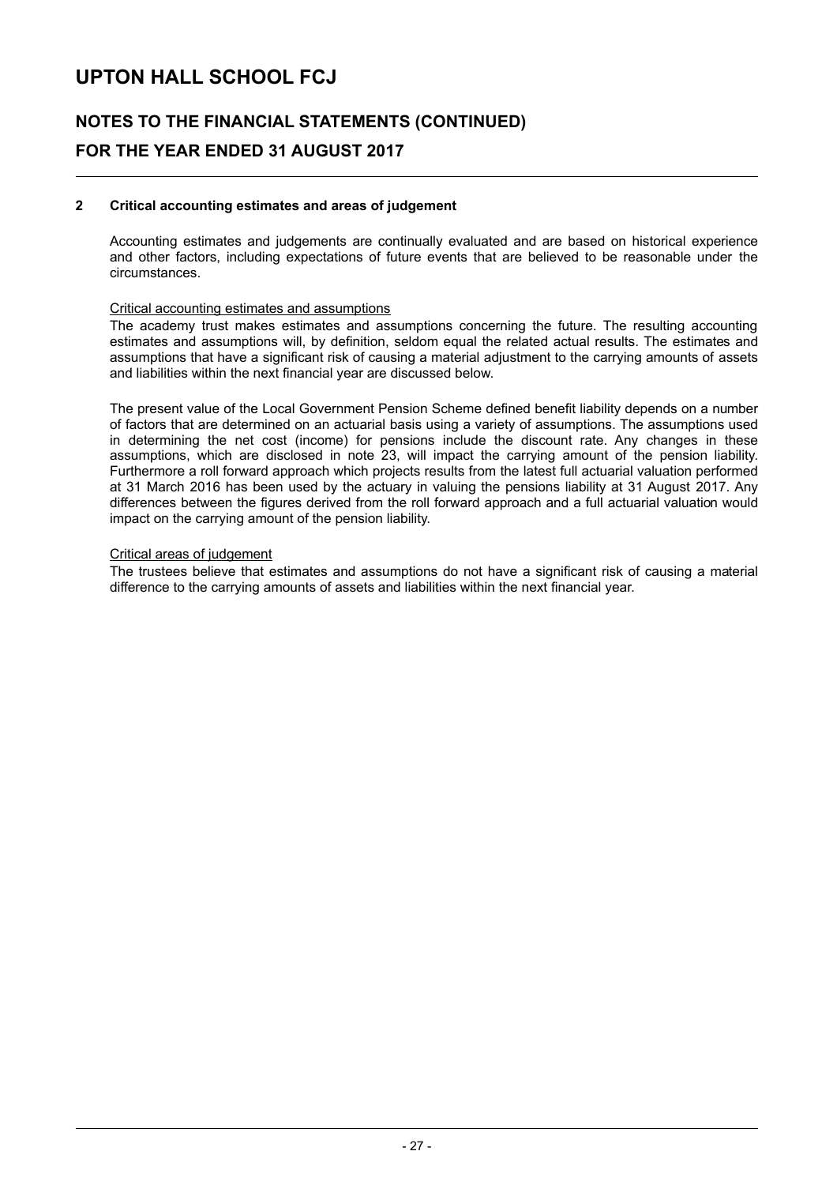## 2 Critical accounting estimates and areas of judgement

Accounting estimates and judgements are continually evaluated and are based on historical experience and other factors, including expectations of future events that are believed to be reasonable under the circumstances.

### Critical accounting estimates and assumptions

The academy trust makes estimates and assumptions concerning the future. The resulting accounting estimates and assumptions will, by definition, seldom equal the related actual results. The estimates and assumptions that have a significant risk of causing a material adjustment to the carrying amounts of assets and liabilities within the next financial year are discussed below.

The present value of the Local Government Pension Scheme defined benefit liability depends on a number of factors that are determined on an actuarial basis using a variety of assumptions. The assumptions used in determining the net cost (income) for pensions include the discount rate. Any changes in these assumptions, which are disclosed in note 23, will impact the carrying amount of the pension liability. Furthermore a roll forward approach which projects results from the latest full actuarial valuation performed at 31 March 2016 has been used by the actuary in valuing the pensions liability at 31 August 2017. Any differences between the figures derived from the roll forward approach and a full actuarial valuation would impact on the carrying amount of the pension liability.

### Critical areas of judgement

The trustees believe that estimates and assumptions do not have a significant risk of causing a material difference to the carrying amounts of assets and liabilities within the next financial year.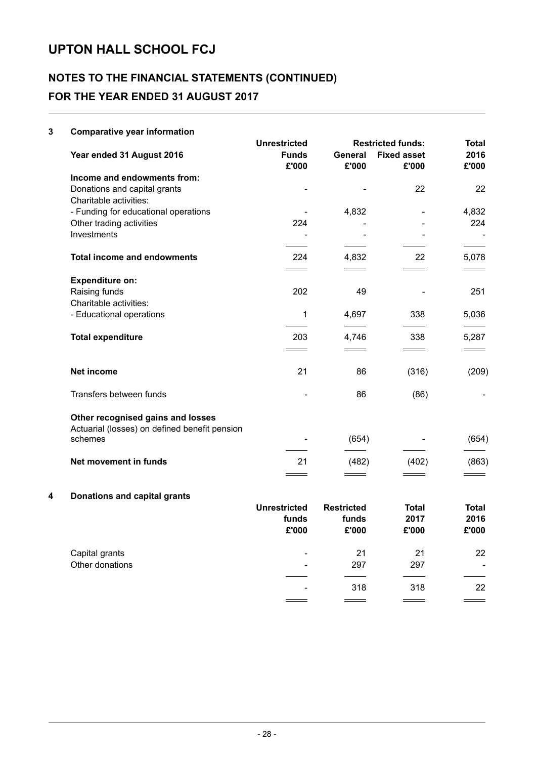# UPTON HALL SCHOOL FCJ

## NOTES TO THE FINANCIAL STATEMENTS (CONTINUED)

## FOR THE YEAR ENDED 31 AUGUST 2017

### 3 Comparative year information

| Year ended 31 August 2016 | Unrestricted Funds £'000 | Restricted funds: General £'000 | Restricted funds: Fixed asset £'000 | Total 2016 £'000 |
|---|---|---|---|---|
| **Income and endowments from:** | | | | |
| Donations and capital grants | - | - | 22 | 22 |
| Charitable activities: | | | | |
| - Funding for educational operations | - | 4,832 | - | 4,832 |
| Other trading activities | 224 | - | - | 224 |
| Investments | - | - | - | - |
| **Total income and endowments** | 224 | 4,832 | 22 | 5,078 |
| **Expenditure on:** | | | | |
| Raising funds | 202 | 49 | - | 251 |
| Charitable activities: | | | | |
| - Educational operations | 1 | 4,697 | 338 | 5,036 |
| **Total expenditure** | 203 | 4,746 | 338 | 5,287 |
| **Net income** | 21 | 86 | (316) | (209) |
| Transfers between funds | - | 86 | (86) | - |
| **Other recognised gains and losses** | | | | |
| Actuarial (losses) on defined benefit pension schemes | - | (654) | - | (654) |
| **Net movement in funds** | 21 | (482) | (402) | (863) |

### 4 Donations and capital grants

| | Unrestricted funds £'000 | Restricted funds £'000 | Total 2017 £'000 | Total 2016 £'000 |
|---|---|---|---|---|
| Capital grants | - | 21 | 21 | 22 |
| Other donations | - | 297 | 297 | - |
| | - | 318 | 318 | 22 |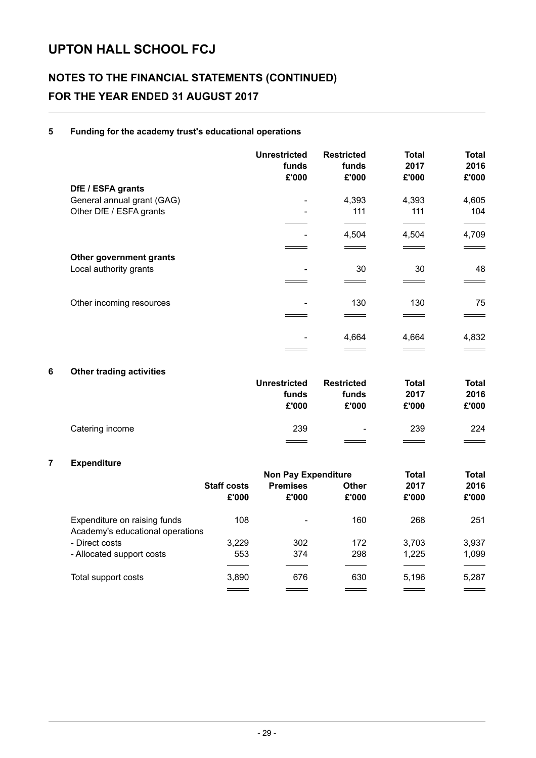# UPTON HALL SCHOOL FCJ

## NOTES TO THE FINANCIAL STATEMENTS (CONTINUED)
## FOR THE YEAR ENDED 31 AUGUST 2017

### 5 Funding for the academy trust's educational operations

| | Unrestricted funds £'000 | Restricted funds £'000 | Total 2017 £'000 | Total 2016 £'000 |
|---|---|---|---|---|
| **DfE / ESFA grants** | | | | |
| General annual grant (GAG) | - | 4,393 | 4,393 | 4,605 |
| Other DfE / ESFA grants | - | 111 | 111 | 104 |
| | - | 4,504 | 4,504 | 4,709 |
| **Other government grants** | | | | |
| Local authority grants | - | 30 | 30 | 48 |
| Other incoming resources | - | 130 | 130 | 75 |
| | - | 4,664 | 4,664 | 4,832 |

### 6 Other trading activities

| | Unrestricted funds £'000 | Restricted funds £'000 | Total 2017 £'000 | Total 2016 £'000 |
|---|---|---|---|---|
| Catering income | 239 | - | 239 | 224 |

### 7 Expenditure

| | Staff costs | Non Pay Expenditure: Premises | Non Pay Expenditure: Other | Total 2017 | Total 2016 |
|---|---|---|---|---|---|
| | £'000 | £'000 | £'000 | £'000 | £'000 |
| Expenditure on raising funds | 108 | - | 160 | 268 | 251 |
| Academy's educational operations | | | | | |
| - Direct costs | 3,229 | 302 | 172 | 3,703 | 3,937 |
| - Allocated support costs | 553 | 374 | 298 | 1,225 | 1,099 |
| Total support costs | 3,890 | 676 | 630 | 5,196 | 5,287 |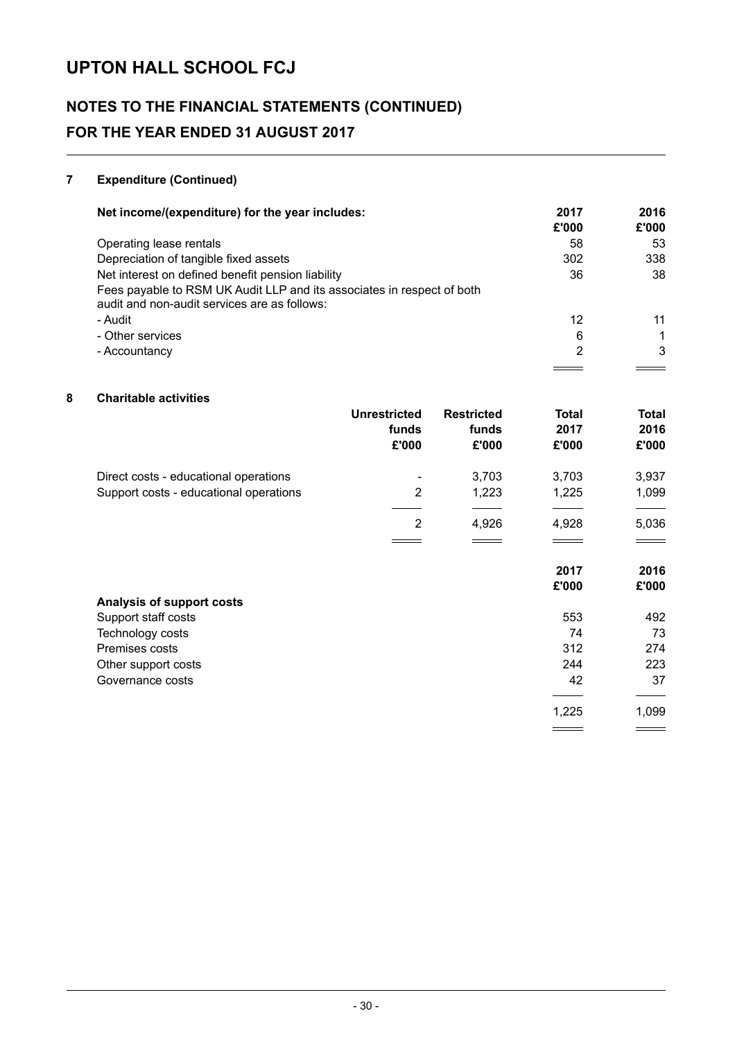# UPTON HALL SCHOOL FCJ

## NOTES TO THE FINANCIAL STATEMENTS (CONTINUED)

## FOR THE YEAR ENDED 31 AUGUST 2017

### 7 Expenditure (Continued)

| Net income/(expenditure) for the year includes: | 2017 £'000 | 2016 £'000 |
|---|---|---|
| Operating lease rentals | 58 | 53 |
| Depreciation of tangible fixed assets | 302 | 338 |
| Net interest on defined benefit pension liability | 36 | 38 |
| Fees payable to RSM UK Audit LLP and its associates in respect of both audit and non-audit services are as follows: | | |
| - Audit | 12 | 11 |
| - Other services | 6 | 1 |
| - Accountancy | 2 | 3 |

### 8 Charitable activities

| | Unrestricted funds £'000 | Restricted funds £'000 | Total 2017 £'000 | Total 2016 £'000 |
|---|---|---|---|---|
| Direct costs - educational operations | - | 3,703 | 3,703 | 3,937 |
| Support costs - educational operations | 2 | 1,223 | 1,225 | 1,099 |
| | 2 | 4,926 | 4,928 | 5,036 |

| | 2017 £'000 | 2016 £'000 |
|---|---|---|
| **Analysis of support costs** | | |
| Support staff costs | 553 | 492 |
| Technology costs | 74 | 73 |
| Premises costs | 312 | 274 |
| Other support costs | 244 | 223 |
| Governance costs | 42 | 37 |
| | 1,225 | 1,099 |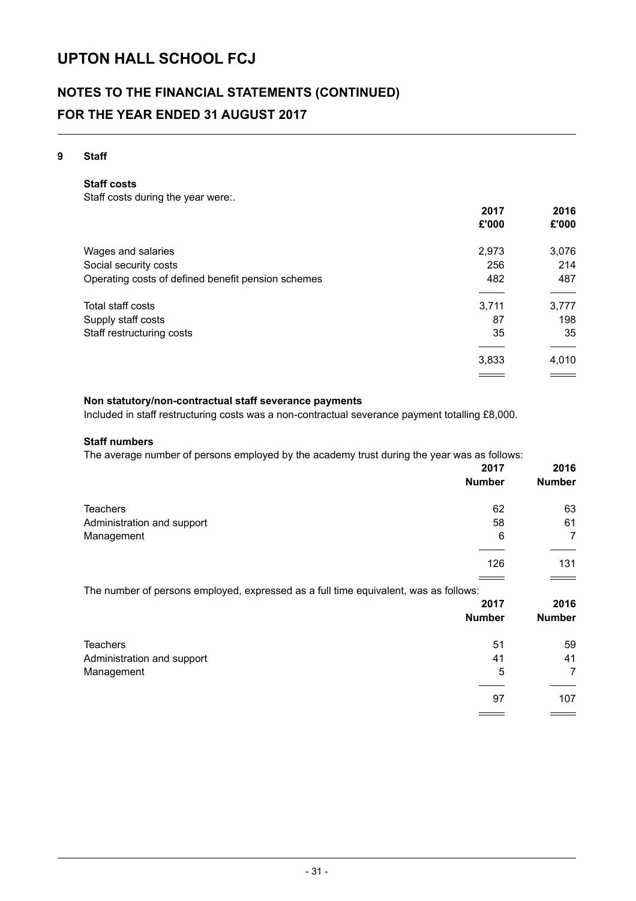# UPTON HALL SCHOOL FCJ

## NOTES TO THE FINANCIAL STATEMENTS (CONTINUED)

## FOR THE YEAR ENDED 31 AUGUST 2017

### 9 Staff

**Staff costs**

Staff costs during the year were:.

| | 2017<br>£'000 | 2016<br>£'000 |
|---|---|---|
| Wages and salaries | 2,973 | 3,076 |
| Social security costs | 256 | 214 |
| Operating costs of defined benefit pension schemes | 482 | 487 |
| Total staff costs | 3,711 | 3,777 |
| Supply staff costs | 87 | 198 |
| Staff restructuring costs | 35 | 35 |
| | 3,833 | 4,010 |

**Non statutory/non-contractual staff severance payments**

Included in staff restructuring costs was a non-contractual severance payment totalling £8,000.

**Staff numbers**

The average number of persons employed by the academy trust during the year was as follows:

| | 2017<br>Number | 2016<br>Number |
|---|---|---|
| Teachers | 62 | 63 |
| Administration and support | 58 | 61 |
| Management | 6 | 7 |
| | 126 | 131 |

The number of persons employed, expressed as a full time equivalent, was as follows:

| | 2017<br>Number | 2016<br>Number |
|---|---|---|
| Teachers | 51 | 59 |
| Administration and support | 41 | 41 |
| Management | 5 | 7 |
| | 97 | 107 |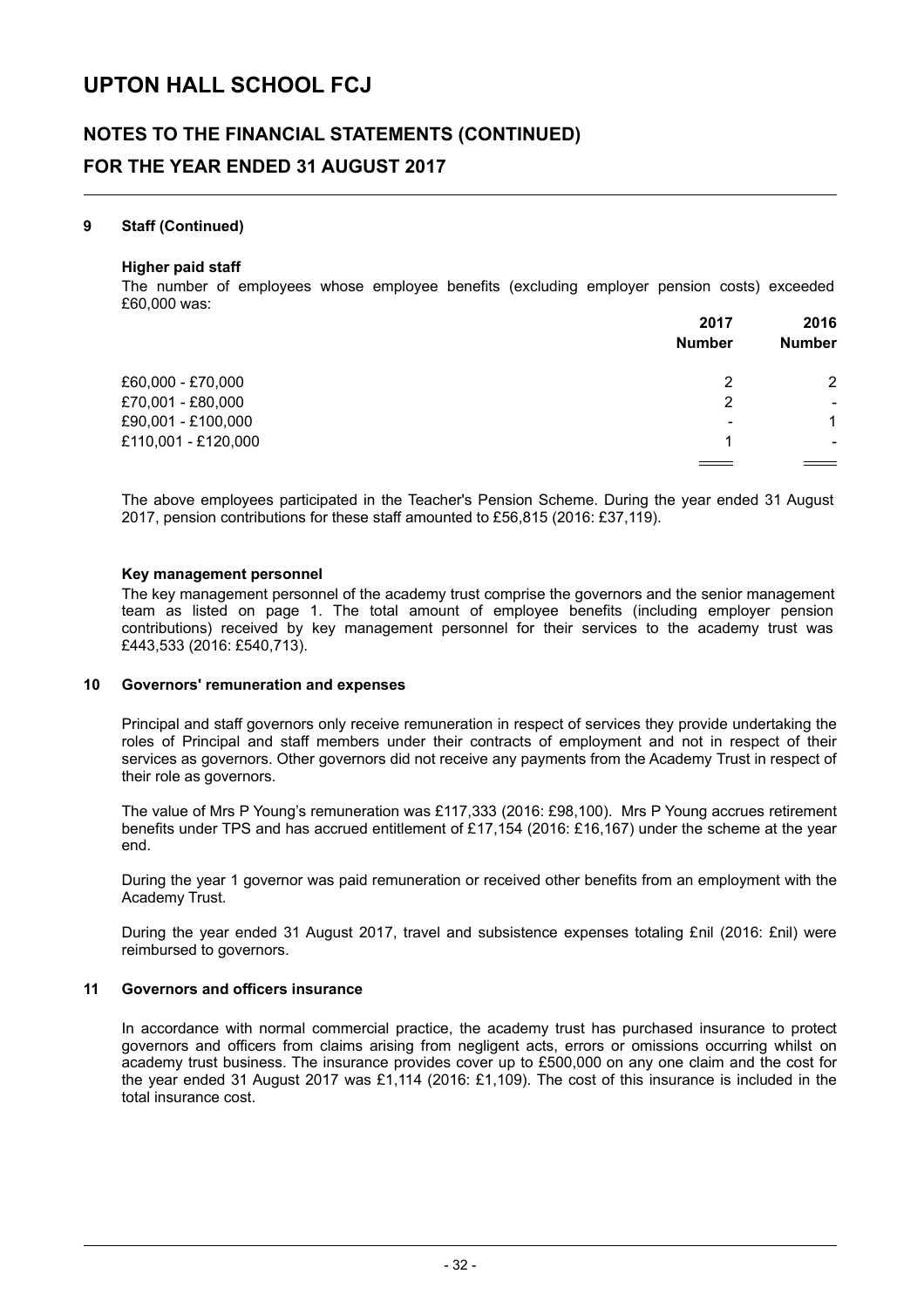# UPTON HALL SCHOOL FCJ

## NOTES TO THE FINANCIAL STATEMENTS (CONTINUED)

## FOR THE YEAR ENDED 31 AUGUST 2017

### 9 Staff (Continued)

**Higher paid staff**

The number of employees whose employee benefits (excluding employer pension costs) exceeded £60,000 was:

| | 2017 Number | 2016 Number |
|---|---|---|
| £60,000 - £70,000 | 2 | 2 |
| £70,001 - £80,000 | 2 | - |
| £90,001 - £100,000 | - | 1 |
| £110,001 - £120,000 | 1 | - |

The above employees participated in the Teacher's Pension Scheme. During the year ended 31 August 2017, pension contributions for these staff amounted to £56,815 (2016: £37,119).

**Key management personnel**

The key management personnel of the academy trust comprise the governors and the senior management team as listed on page 1. The total amount of employee benefits (including employer pension contributions) received by key management personnel for their services to the academy trust was £443,533 (2016: £540,713).

### 10 Governors' remuneration and expenses

Principal and staff governors only receive remuneration in respect of services they provide undertaking the roles of Principal and staff members under their contracts of employment and not in respect of their services as governors. Other governors did not receive any payments from the Academy Trust in respect of their role as governors.

The value of Mrs P Young's remuneration was £117,333 (2016: £98,100). Mrs P Young accrues retirement benefits under TPS and has accrued entitlement of £17,154 (2016: £16,167) under the scheme at the year end.

During the year 1 governor was paid remuneration or received other benefits from an employment with the Academy Trust.

During the year ended 31 August 2017, travel and subsistence expenses totaling £nil (2016: £nil) were reimbursed to governors.

### 11 Governors and officers insurance

In accordance with normal commercial practice, the academy trust has purchased insurance to protect governors and officers from claims arising from negligent acts, errors or omissions occurring whilst on academy trust business. The insurance provides cover up to £500,000 on any one claim and the cost for the year ended 31 August 2017 was £1,114 (2016: £1,109). The cost of this insurance is included in the total insurance cost.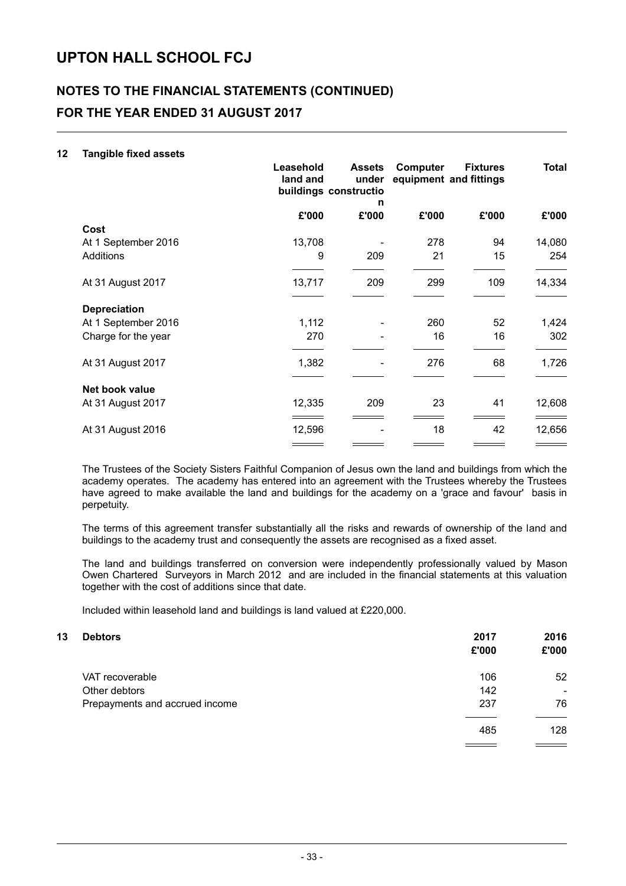# UPTON HALL SCHOOL FCJ

## NOTES TO THE FINANCIAL STATEMENTS (CONTINUED)

## FOR THE YEAR ENDED 31 AUGUST 2017

### 12 Tangible fixed assets

| | Leasehold land and buildings | Assets under construction | Computer equipment | Fixtures and fittings | Total |
|---|---|---|---|---|---|
| | £'000 | £'000 | £'000 | £'000 | £'000 |
| **Cost** | | | | | |
| At 1 September 2016 | 13,708 | - | 278 | 94 | 14,080 |
| Additions | 9 | 209 | 21 | 15 | 254 |
| At 31 August 2017 | 13,717 | 209 | 299 | 109 | 14,334 |
| **Depreciation** | | | | | |
| At 1 September 2016 | 1,112 | - | 260 | 52 | 1,424 |
| Charge for the year | 270 | - | 16 | 16 | 302 |
| At 31 August 2017 | 1,382 | - | 276 | 68 | 1,726 |
| **Net book value** | | | | | |
| At 31 August 2017 | 12,335 | 209 | 23 | 41 | 12,608 |
| At 31 August 2016 | 12,596 | - | 18 | 42 | 12,656 |

The Trustees of the Society Sisters Faithful Companion of Jesus own the land and buildings from which the academy operates. The academy has entered into an agreement with the Trustees whereby the Trustees have agreed to make available the land and buildings for the academy on a 'grace and favour' basis in perpetuity.

The terms of this agreement transfer substantially all the risks and rewards of ownership of the land and buildings to the academy trust and consequently the assets are recognised as a fixed asset.

The land and buildings transferred on conversion were independently professionally valued by Mason Owen Chartered Surveyors in March 2012 and are included in the financial statements at this valuation together with the cost of additions since that date.

Included within leasehold land and buildings is land valued at £220,000.

### 13 Debtors

| | 2017 | 2016 |
|---|---|---|
| | £'000 | £'000 |
| VAT recoverable | 106 | 52 |
| Other debtors | 142 | - |
| Prepayments and accrued income | 237 | 76 |
| | 485 | 128 |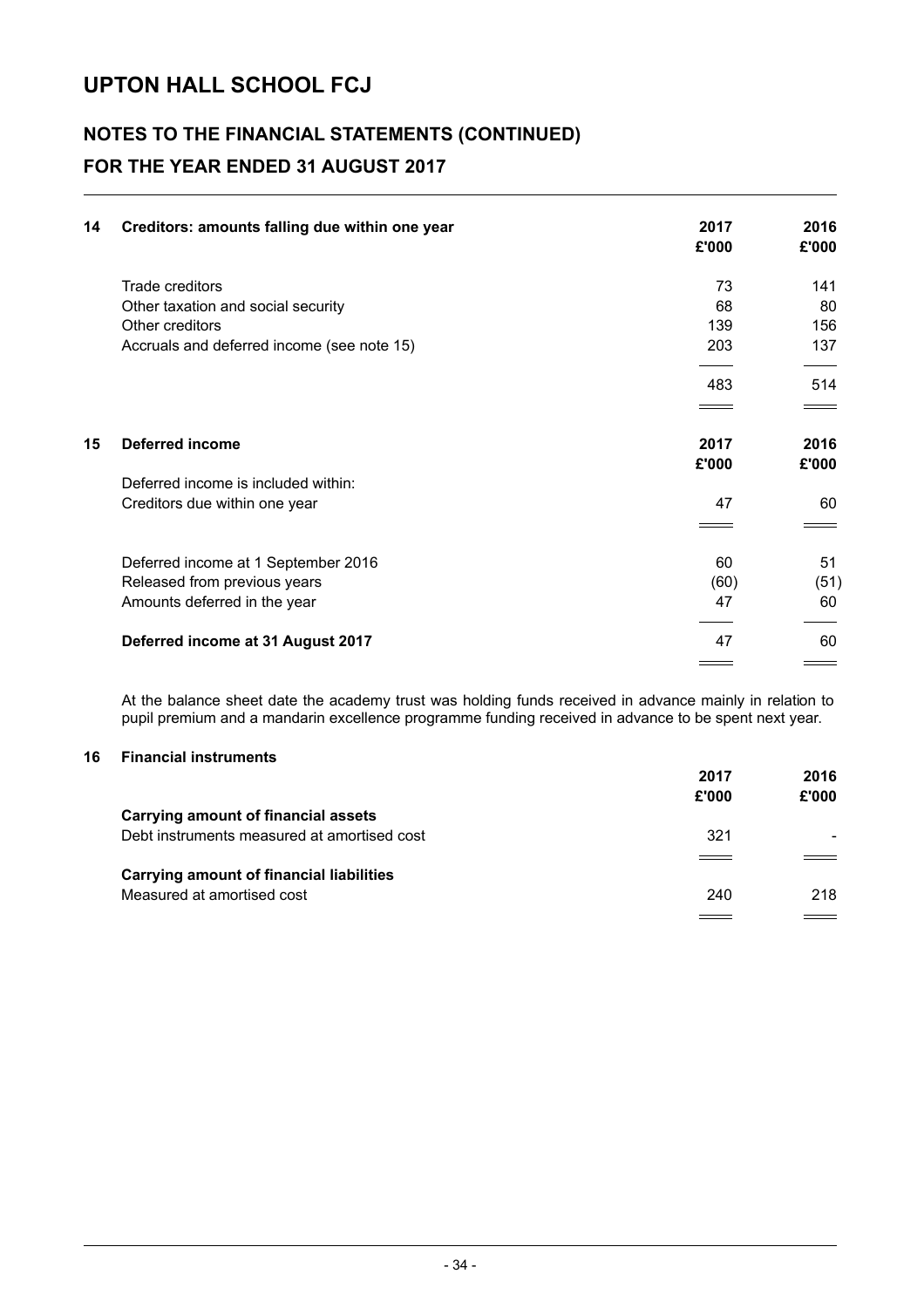# UPTON HALL SCHOOL FCJ

## NOTES TO THE FINANCIAL STATEMENTS (CONTINUED)

## FOR THE YEAR ENDED 31 AUGUST 2017

### 14 Creditors: amounts falling due within one year

| | 2017 £'000 | 2016 £'000 |
|---|---|---|
| Trade creditors | 73 | 141 |
| Other taxation and social security | 68 | 80 |
| Other creditors | 139 | 156 |
| Accruals and deferred income (see note 15) | 203 | 137 |
| | 483 | 514 |

### 15 Deferred income

| | 2017 £'000 | 2016 £'000 |
|---|---|---|
| Deferred income is included within: | | |
| Creditors due within one year | 47 | 60 |
| | | |
| Deferred income at 1 September 2016 | 60 | 51 |
| Released from previous years | (60) | (51) |
| Amounts deferred in the year | 47 | 60 |
| **Deferred income at 31 August 2017** | 47 | 60 |

At the balance sheet date the academy trust was holding funds received in advance mainly in relation to pupil premium and a mandarin excellence programme funding received in advance to be spent next year.

### 16 Financial instruments

| | 2017 £'000 | 2016 £'000 |
|---|---|---|
| **Carrying amount of financial assets** | | |
| Debt instruments measured at amortised cost | 321 | - |
| **Carrying amount of financial liabilities** | | |
| Measured at amortised cost | 240 | 218 |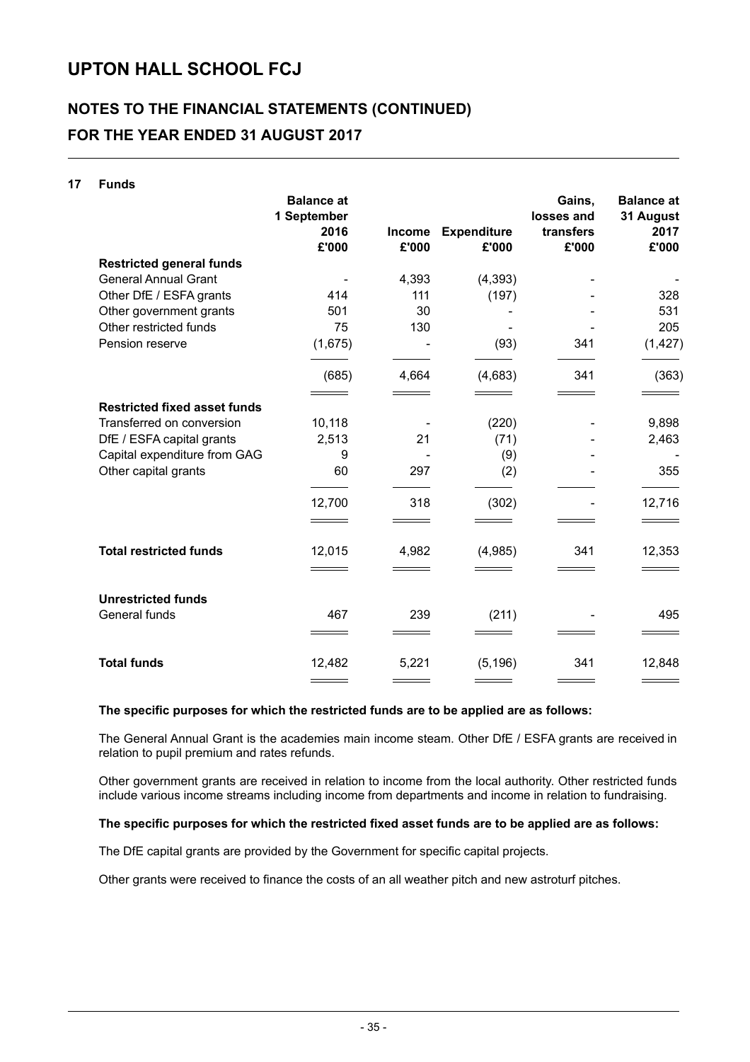# UPTON HALL SCHOOL FCJ

## NOTES TO THE FINANCIAL STATEMENTS (CONTINUED)
## FOR THE YEAR ENDED 31 AUGUST 2017

### 17 Funds

| | Balance at 1 September 2016 £'000 | Income £'000 | Expenditure £'000 | Gains, losses and transfers £'000 | Balance at 31 August 2017 £'000 |
|---|---|---|---|---|---|
| **Restricted general funds** | | | | | |
| General Annual Grant | - | 4,393 | (4,393) | - | - |
| Other DfE / ESFA grants | 414 | 111 | (197) | - | 328 |
| Other government grants | 501 | 30 | - | - | 531 |
| Other restricted funds | 75 | 130 | - | - | 205 |
| Pension reserve | (1,675) | - | (93) | 341 | (1,427) |
| | (685) | 4,664 | (4,683) | 341 | (363) |
| **Restricted fixed asset funds** | | | | | |
| Transferred on conversion | 10,118 | - | (220) | - | 9,898 |
| DfE / ESFA capital grants | 2,513 | 21 | (71) | - | 2,463 |
| Capital expenditure from GAG | 9 | - | (9) | - | - |
| Other capital grants | 60 | 297 | (2) | - | 355 |
| | 12,700 | 318 | (302) | - | 12,716 |
| **Total restricted funds** | 12,015 | 4,982 | (4,985) | 341 | 12,353 |
| **Unrestricted funds** | | | | | |
| General funds | 467 | 239 | (211) | - | 495 |
| **Total funds** | 12,482 | 5,221 | (5,196) | 341 | 12,848 |

**The specific purposes for which the restricted funds are to be applied are as follows:**

The General Annual Grant is the academies main income steam. Other DfE / ESFA grants are received in relation to pupil premium and rates refunds.

Other government grants are received in relation to income from the local authority. Other restricted funds include various income streams including income from departments and income in relation to fundraising.

**The specific purposes for which the restricted fixed asset funds are to be applied are as follows:**

The DfE capital grants are provided by the Government for specific capital projects.

Other grants were received to finance the costs of an all weather pitch and new astroturf pitches.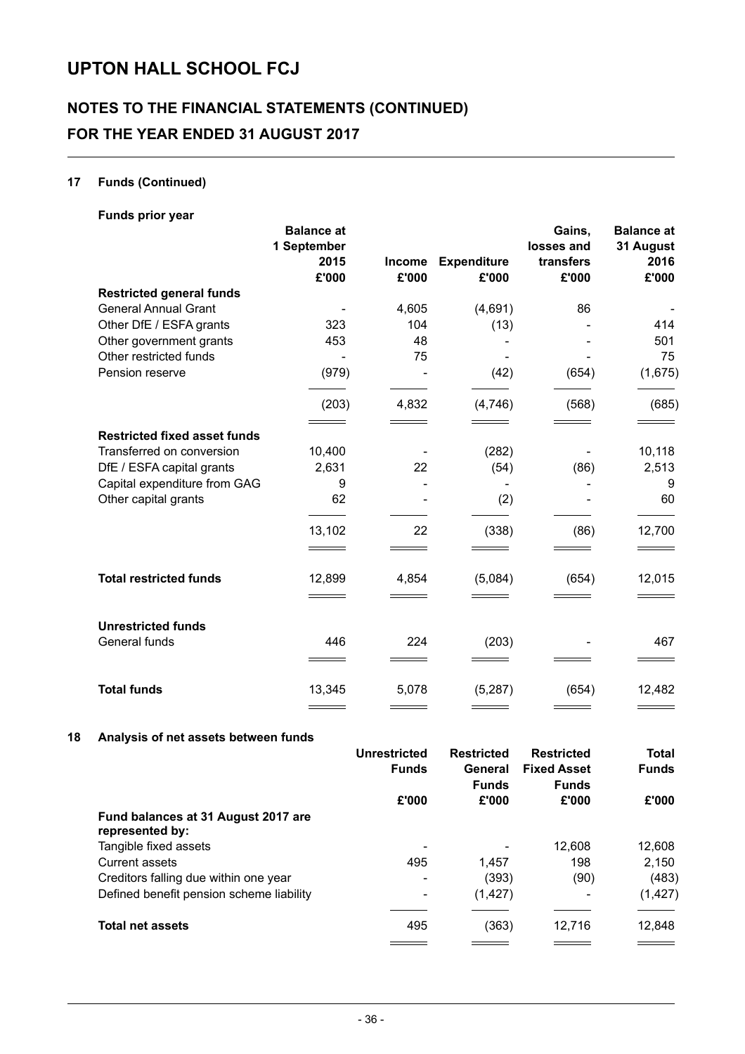# UPTON HALL SCHOOL FCJ

## NOTES TO THE FINANCIAL STATEMENTS (CONTINUED)

## FOR THE YEAR ENDED 31 AUGUST 2017

### 17 Funds (Continued)

**Funds prior year**

| | Balance at 1 September 2015 £'000 | Income £'000 | Expenditure £'000 | Gains, losses and transfers £'000 | Balance at 31 August 2016 £'000 |
|---|---|---|---|---|---|
| **Restricted general funds** | | | | | |
| General Annual Grant | - | 4,605 | (4,691) | 86 | - |
| Other DfE / ESFA grants | 323 | 104 | (13) | - | 414 |
| Other government grants | 453 | 48 | - | - | 501 |
| Other restricted funds | - | 75 | - | - | 75 |
| Pension reserve | (979) | - | (42) | (654) | (1,675) |
| | (203) | 4,832 | (4,746) | (568) | (685) |
| **Restricted fixed asset funds** | | | | | |
| Transferred on conversion | 10,400 | - | (282) | - | 10,118 |
| DfE / ESFA capital grants | 2,631 | 22 | (54) | (86) | 2,513 |
| Capital expenditure from GAG | 9 | - | - | - | 9 |
| Other capital grants | 62 | - | (2) | - | 60 |
| | 13,102 | 22 | (338) | (86) | 12,700 |
| **Total restricted funds** | 12,899 | 4,854 | (5,084) | (654) | 12,015 |
| **Unrestricted funds** | | | | | |
| General funds | 446 | 224 | (203) | - | 467 |
| **Total funds** | 13,345 | 5,078 | (5,287) | (654) | 12,482 |

### 18 Analysis of net assets between funds

| | Unrestricted Funds £'000 | Restricted General Funds £'000 | Restricted Fixed Asset Funds £'000 | Total Funds £'000 |
|---|---|---|---|---|
| **Fund balances at 31 August 2017 are represented by:** | | | | |
| Tangible fixed assets | - | - | 12,608 | 12,608 |
| Current assets | 495 | 1,457 | 198 | 2,150 |
| Creditors falling due within one year | - | (393) | (90) | (483) |
| Defined benefit pension scheme liability | - | (1,427) | - | (1,427) |
| **Total net assets** | 495 | (363) | 12,716 | 12,848 |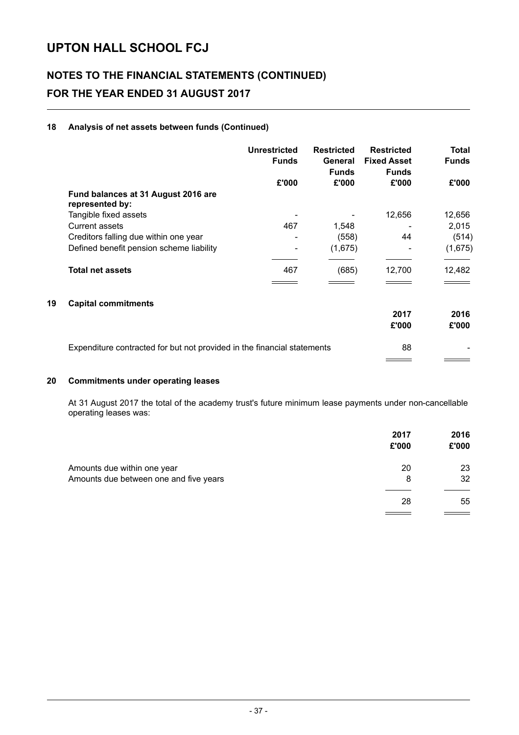## UPTON HALL SCHOOL FCJ

### NOTES TO THE FINANCIAL STATEMENTS (CONTINUED)

### FOR THE YEAR ENDED 31 AUGUST 2017

#### 18 Analysis of net assets between funds (Continued)

| | Unrestricted Funds | Restricted General Funds | Restricted Fixed Asset Funds | Total Funds |
|---|---|---|---|---|
| | £'000 | £'000 | £'000 | £'000 |
| **Fund balances at 31 August 2016 are represented by:** | | | | |
| Tangible fixed assets | - | - | 12,656 | 12,656 |
| Current assets | 467 | 1,548 | - | 2,015 |
| Creditors falling due within one year | - | (558) | 44 | (514) |
| Defined benefit pension scheme liability | - | (1,675) | - | (1,675) |
| **Total net assets** | 467 | (685) | 12,700 | 12,482 |

#### 19 Capital commitments

| | 2017 | 2016 |
|---|---|---|
| | £'000 | £'000 |
| Expenditure contracted for but not provided in the financial statements | 88 | - |

#### 20 Commitments under operating leases

At 31 August 2017 the total of the academy trust's future minimum lease payments under non-cancellable operating leases was:

| | 2017 | 2016 |
|---|---|---|
| | £'000 | £'000 |
| Amounts due within one year | 20 | 23 |
| Amounts due between one and five years | 8 | 32 |
| | 28 | 55 |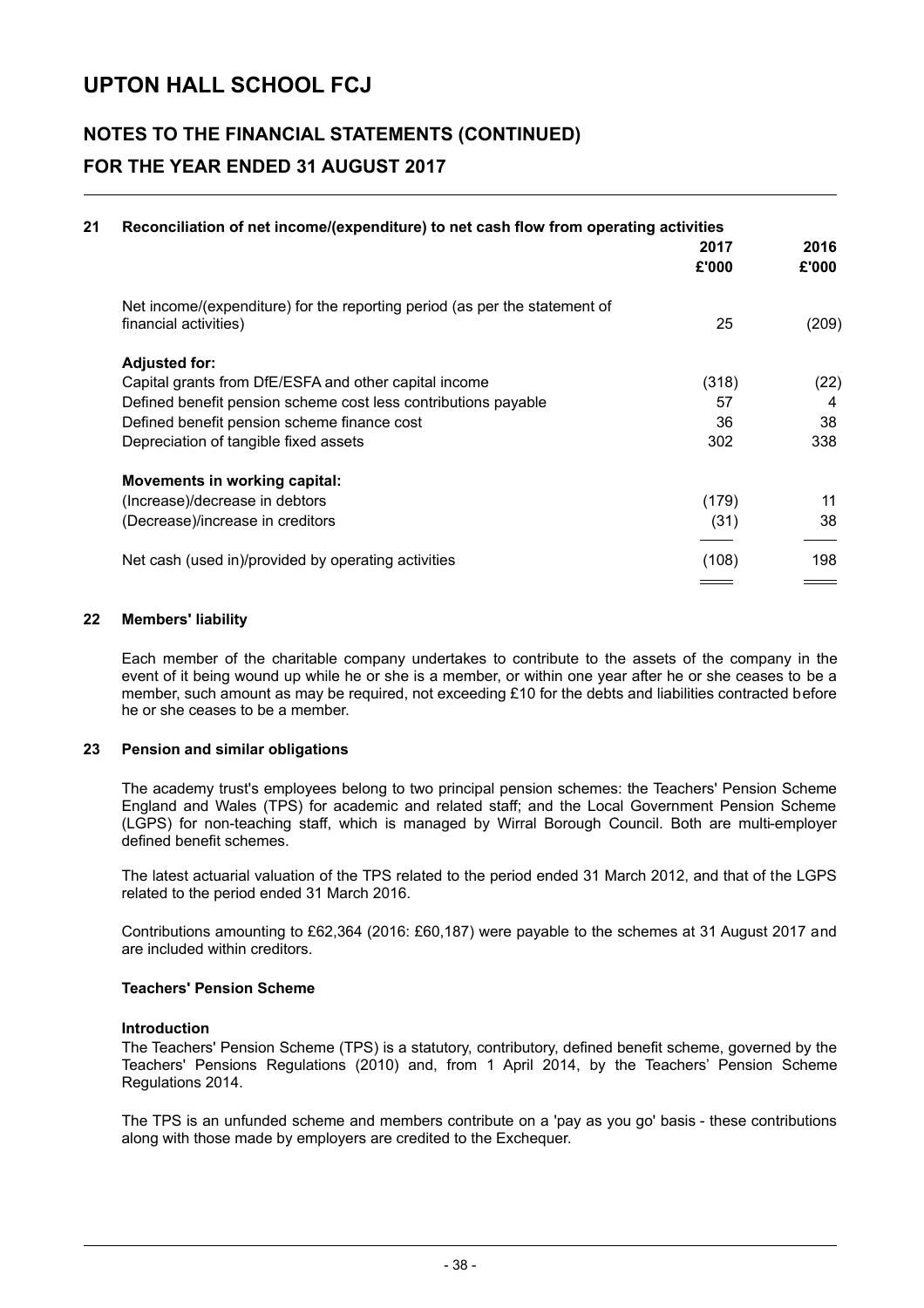## 21 Reconciliation of net income/(expenditure) to net cash flow from operating activities

| | 2017 £'000 | 2016 £'000 |
|---|---|---|
| Net income/(expenditure) for the reporting period (as per the statement of financial activities) | 25 | (209) |
| **Adjusted for:** | | |
| Capital grants from DfE/ESFA and other capital income | (318) | (22) |
| Defined benefit pension scheme cost less contributions payable | 57 | 4 |
| Defined benefit pension scheme finance cost | 36 | 38 |
| Depreciation of tangible fixed assets | 302 | 338 |
| **Movements in working capital:** | | |
| (Increase)/decrease in debtors | (179) | 11 |
| (Decrease)/increase in creditors | (31) | 38 |
| Net cash (used in)/provided by operating activities | (108) | 198 |

## 22 Members' liability

Each member of the charitable company undertakes to contribute to the assets of the company in the event of it being wound up while he or she is a member, or within one year after he or she ceases to be a member, such amount as may be required, not exceeding £10 for the debts and liabilities contracted before he or she ceases to be a member.

## 23 Pension and similar obligations

The academy trust's employees belong to two principal pension schemes: the Teachers' Pension Scheme England and Wales (TPS) for academic and related staff; and the Local Government Pension Scheme (LGPS) for non-teaching staff, which is managed by Wirral Borough Council. Both are multi-employer defined benefit schemes.

The latest actuarial valuation of the TPS related to the period ended 31 March 2012, and that of the LGPS related to the period ended 31 March 2016.

Contributions amounting to £62,364 (2016: £60,187) were payable to the schemes at 31 August 2017 and are included within creditors.

### Teachers' Pension Scheme

#### Introduction

The Teachers' Pension Scheme (TPS) is a statutory, contributory, defined benefit scheme, governed by the Teachers' Pensions Regulations (2010) and, from 1 April 2014, by the Teachers’ Pension Scheme Regulations 2014.

The TPS is an unfunded scheme and members contribute on a 'pay as you go' basis - these contributions along with those made by employers are credited to the Exchequer.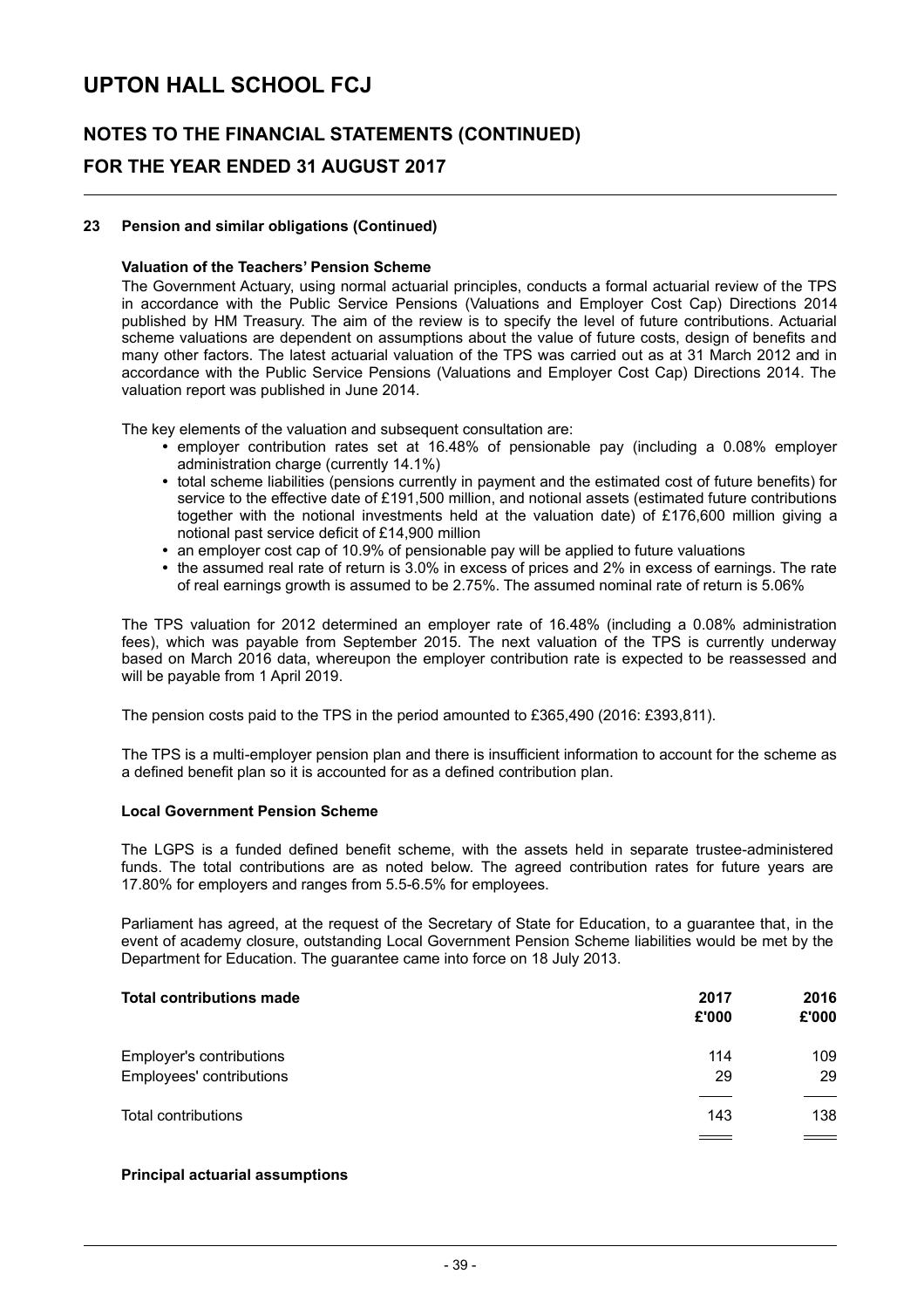## 23 Pension and similar obligations (Continued)

### Valuation of the Teachers' Pension Scheme

The Government Actuary, using normal actuarial principles, conducts a formal actuarial review of the TPS in accordance with the Public Service Pensions (Valuations and Employer Cost Cap) Directions 2014 published by HM Treasury. The aim of the review is to specify the level of future contributions. Actuarial scheme valuations are dependent on assumptions about the value of future costs, design of benefits and many other factors. The latest actuarial valuation of the TPS was carried out as at 31 March 2012 and in accordance with the Public Service Pensions (Valuations and Employer Cost Cap) Directions 2014. The valuation report was published in June 2014.

The key elements of the valuation and subsequent consultation are:

- employer contribution rates set at 16.48% of pensionable pay (including a 0.08% employer administration charge (currently 14.1%)
- total scheme liabilities (pensions currently in payment and the estimated cost of future benefits) for service to the effective date of £191,500 million, and notional assets (estimated future contributions together with the notional investments held at the valuation date) of £176,600 million giving a notional past service deficit of £14,900 million
- an employer cost cap of 10.9% of pensionable pay will be applied to future valuations
- the assumed real rate of return is 3.0% in excess of prices and 2% in excess of earnings. The rate of real earnings growth is assumed to be 2.75%. The assumed nominal rate of return is 5.06%

The TPS valuation for 2012 determined an employer rate of 16.48% (including a 0.08% administration fees), which was payable from September 2015. The next valuation of the TPS is currently underway based on March 2016 data, whereupon the employer contribution rate is expected to be reassessed and will be payable from 1 April 2019.

The pension costs paid to the TPS in the period amounted to £365,490 (2016: £393,811).

The TPS is a multi-employer pension plan and there is insufficient information to account for the scheme as a defined benefit plan so it is accounted for as a defined contribution plan.

### Local Government Pension Scheme

The LGPS is a funded defined benefit scheme, with the assets held in separate trustee-administered funds. The total contributions are as noted below. The agreed contribution rates for future years are 17.80% for employers and ranges from 5.5-6.5% for employees.

Parliament has agreed, at the request of the Secretary of State for Education, to a guarantee that, in the event of academy closure, outstanding Local Government Pension Scheme liabilities would be met by the Department for Education. The guarantee came into force on 18 July 2013.

| **Total contributions made** | **2017 £'000** | **2016 £'000** |
|---|---|---|
| Employer's contributions | 114 | 109 |
| Employees' contributions | 29 | 29 |
| Total contributions | 143 | 138 |

### Principal actuarial assumptions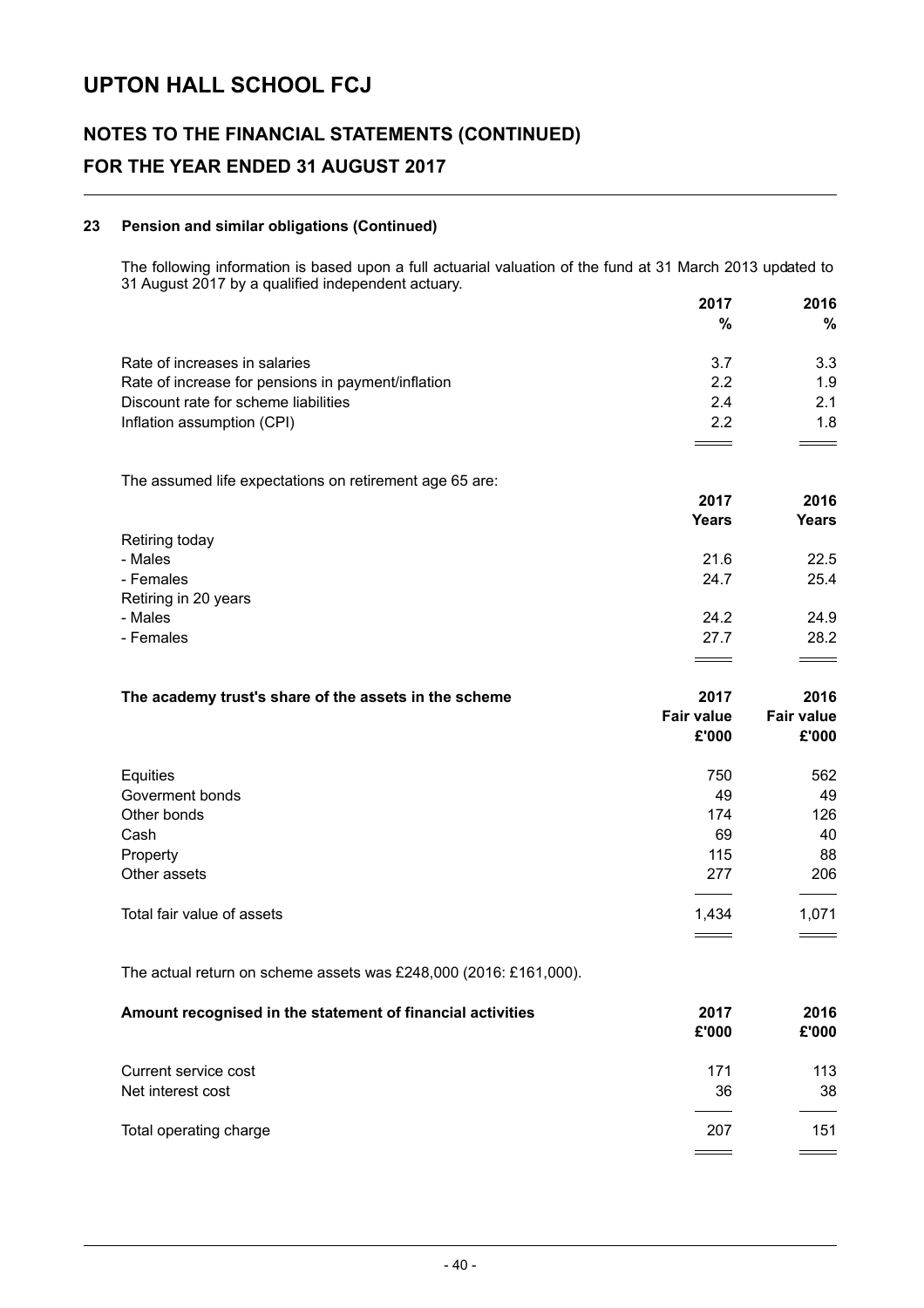# UPTON HALL SCHOOL FCJ

## NOTES TO THE FINANCIAL STATEMENTS (CONTINUED)

## FOR THE YEAR ENDED 31 AUGUST 2017

### 23 Pension and similar obligations (Continued)

The following information is based upon a full actuarial valuation of the fund at 31 March 2013 updated to 31 August 2017 by a qualified independent actuary.

| | 2017 % | 2016 % |
|---|---|---|
| Rate of increases in salaries | 3.7 | 3.3 |
| Rate of increase for pensions in payment/inflation | 2.2 | 1.9 |
| Discount rate for scheme liabilities | 2.4 | 2.1 |
| Inflation assumption (CPI) | 2.2 | 1.8 |

The assumed life expectations on retirement age 65 are:

| | 2017 Years | 2016 Years |
|---|---|---|
| Retiring today | | |
| - Males | 21.6 | 22.5 |
| - Females | 24.7 | 25.4 |
| Retiring in 20 years | | |
| - Males | 24.2 | 24.9 |
| - Females | 27.7 | 28.2 |

| The academy trust's share of the assets in the scheme | 2017 Fair value £'000 | 2016 Fair value £'000 |
|---|---|---|
| Equities | 750 | 562 |
| Goverment bonds | 49 | 49 |
| Other bonds | 174 | 126 |
| Cash | 69 | 40 |
| Property | 115 | 88 |
| Other assets | 277 | 206 |
| Total fair value of assets | 1,434 | 1,071 |

The actual return on scheme assets was £248,000 (2016: £161,000).

| Amount recognised in the statement of financial activities | 2017 £'000 | 2016 £'000 |
|---|---|---|
| Current service cost | 171 | 113 |
| Net interest cost | 36 | 38 |
| Total operating charge | 207 | 151 |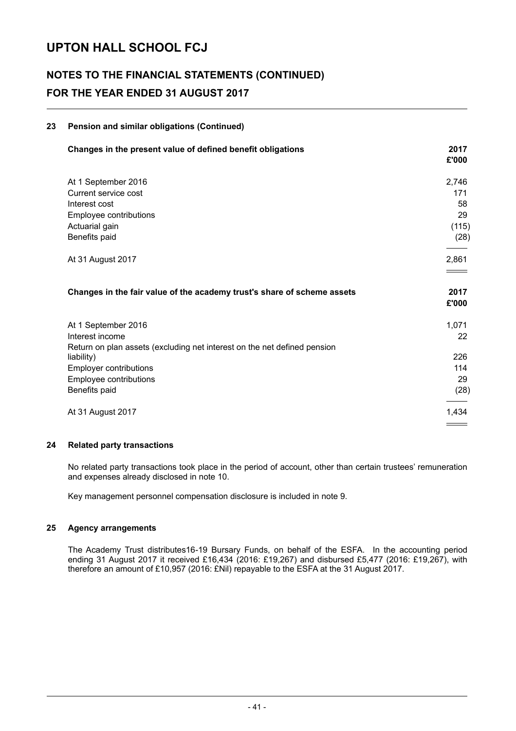# UPTON HALL SCHOOL FCJ

## NOTES TO THE FINANCIAL STATEMENTS (CONTINUED)

## FOR THE YEAR ENDED 31 AUGUST 2017

### 23 Pension and similar obligations (Continued)

| Changes in the present value of defined benefit obligations | 2017 £'000 |
|---|---|
| At 1 September 2016 | 2,746 |
| Current service cost | 171 |
| Interest cost | 58 |
| Employee contributions | 29 |
| Actuarial gain | (115) |
| Benefits paid | (28) |
| At 31 August 2017 | 2,861 |

| Changes in the fair value of the academy trust's share of scheme assets | 2017 £'000 |
|---|---|
| At 1 September 2016 | 1,071 |
| Interest income | 22 |
| Return on plan assets (excluding net interest on the net defined pension liability) | 226 |
| Employer contributions | 114 |
| Employee contributions | 29 |
| Benefits paid | (28) |
| At 31 August 2017 | 1,434 |

### 24 Related party transactions

No related party transactions took place in the period of account, other than certain trustees' remuneration and expenses already disclosed in note 10.

Key management personnel compensation disclosure is included in note 9.

### 25 Agency arrangements

The Academy Trust distributes16-19 Bursary Funds, on behalf of the ESFA. In the accounting period ending 31 August 2017 it received £16,434 (2016: £19,267) and disbursed £5,477 (2016: £19,267), with therefore an amount of £10,957 (2016: £Nil) repayable to the ESFA at the 31 August 2017.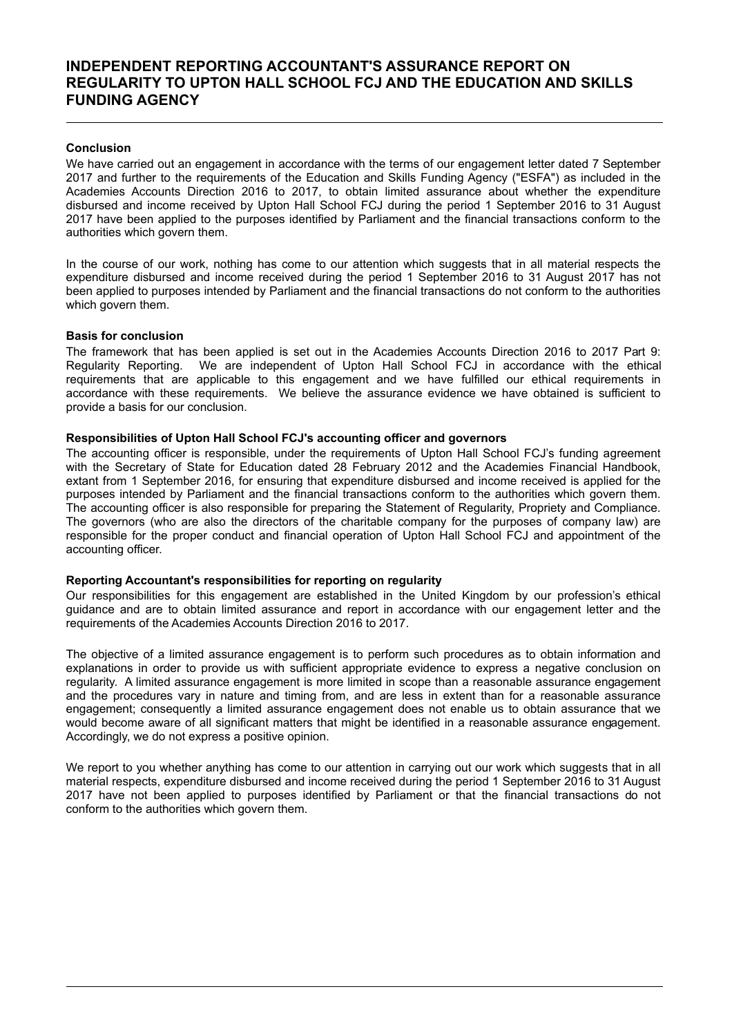# INDEPENDENT REPORTING ACCOUNTANT'S ASSURANCE REPORT ON REGULARITY TO UPTON HALL SCHOOL FCJ AND THE EDUCATION AND SKILLS FUNDING AGENCY

**Conclusion**

We have carried out an engagement in accordance with the terms of our engagement letter dated 7 September 2017 and further to the requirements of the Education and Skills Funding Agency ("ESFA") as included in the Academies Accounts Direction 2016 to 2017, to obtain limited assurance about whether the expenditure disbursed and income received by Upton Hall School FCJ during the period 1 September 2016 to 31 August 2017 have been applied to the purposes identified by Parliament and the financial transactions conform to the authorities which govern them.

In the course of our work, nothing has come to our attention which suggests that in all material respects the expenditure disbursed and income received during the period 1 September 2016 to 31 August 2017 has not been applied to purposes intended by Parliament and the financial transactions do not conform to the authorities which govern them.

**Basis for conclusion**

The framework that has been applied is set out in the Academies Accounts Direction 2016 to 2017 Part 9: Regularity Reporting. We are independent of Upton Hall School FCJ in accordance with the ethical requirements that are applicable to this engagement and we have fulfilled our ethical requirements in accordance with these requirements. We believe the assurance evidence we have obtained is sufficient to provide a basis for our conclusion.

**Responsibilities of Upton Hall School FCJ's accounting officer and governors**

The accounting officer is responsible, under the requirements of Upton Hall School FCJ's funding agreement with the Secretary of State for Education dated 28 February 2012 and the Academies Financial Handbook, extant from 1 September 2016, for ensuring that expenditure disbursed and income received is applied for the purposes intended by Parliament and the financial transactions conform to the authorities which govern them. The accounting officer is also responsible for preparing the Statement of Regularity, Propriety and Compliance. The governors (who are also the directors of the charitable company for the purposes of company law) are responsible for the proper conduct and financial operation of Upton Hall School FCJ and appointment of the accounting officer.

**Reporting Accountant's responsibilities for reporting on regularity**

Our responsibilities for this engagement are established in the United Kingdom by our profession's ethical guidance and are to obtain limited assurance and report in accordance with our engagement letter and the requirements of the Academies Accounts Direction 2016 to 2017.

The objective of a limited assurance engagement is to perform such procedures as to obtain information and explanations in order to provide us with sufficient appropriate evidence to express a negative conclusion on regularity. A limited assurance engagement is more limited in scope than a reasonable assurance engagement and the procedures vary in nature and timing from, and are less in extent than for a reasonable assurance engagement; consequently a limited assurance engagement does not enable us to obtain assurance that we would become aware of all significant matters that might be identified in a reasonable assurance engagement. Accordingly, we do not express a positive opinion.

We report to you whether anything has come to our attention in carrying out our work which suggests that in all material respects, expenditure disbursed and income received during the period 1 September 2016 to 31 August 2017 have not been applied to purposes identified by Parliament or that the financial transactions do not conform to the authorities which govern them.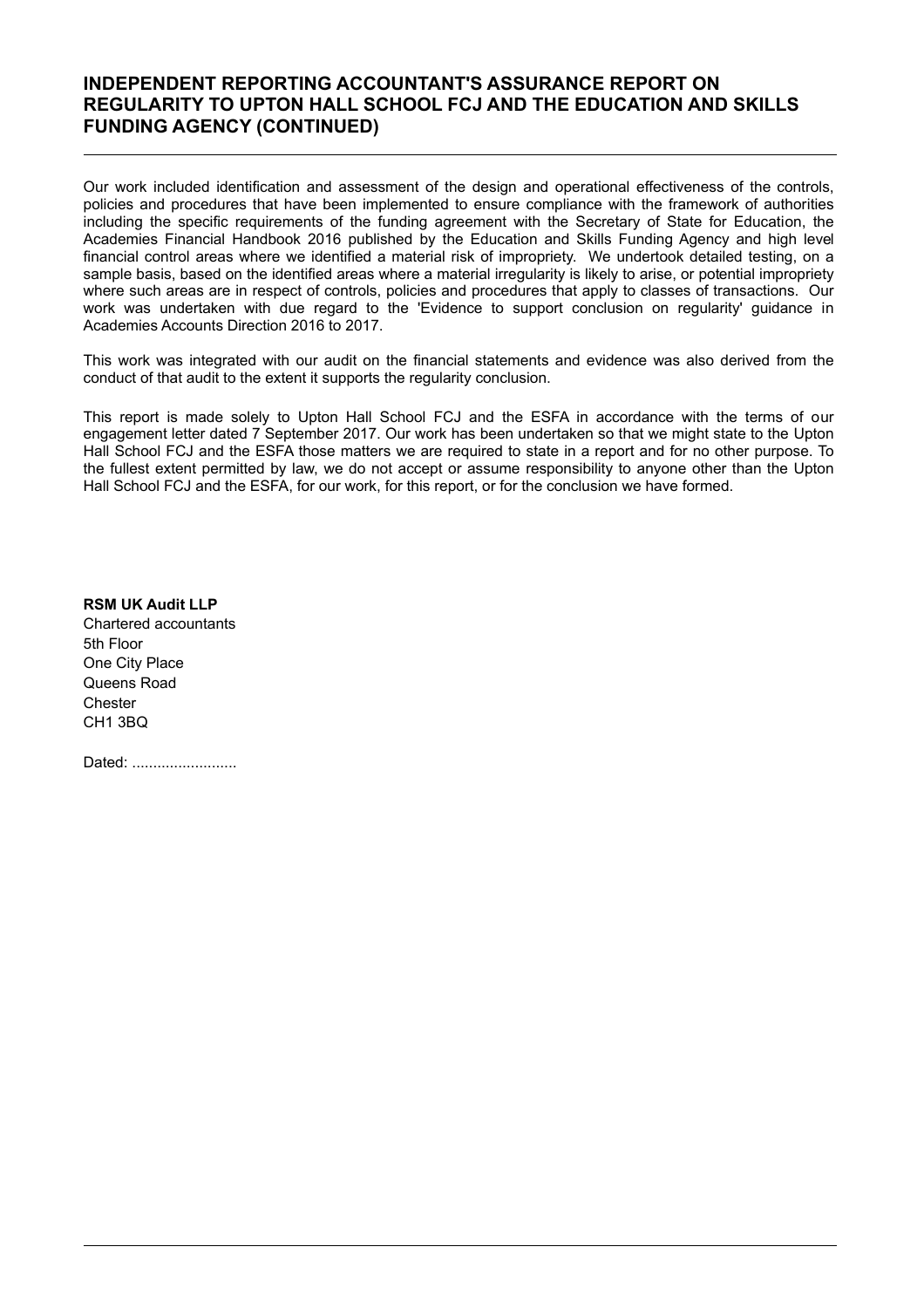## INDEPENDENT REPORTING ACCOUNTANT'S ASSURANCE REPORT ON REGULARITY TO UPTON HALL SCHOOL FCJ AND THE EDUCATION AND SKILLS FUNDING AGENCY (CONTINUED)

Our work included identification and assessment of the design and operational effectiveness of the controls, policies and procedures that have been implemented to ensure compliance with the framework of authorities including the specific requirements of the funding agreement with the Secretary of State for Education, the Academies Financial Handbook 2016 published by the Education and Skills Funding Agency and high level financial control areas where we identified a material risk of impropriety. We undertook detailed testing, on a sample basis, based on the identified areas where a material irregularity is likely to arise, or potential impropriety where such areas are in respect of controls, policies and procedures that apply to classes of transactions. Our work was undertaken with due regard to the 'Evidence to support conclusion on regularity' guidance in Academies Accounts Direction 2016 to 2017.

This work was integrated with our audit on the financial statements and evidence was also derived from the conduct of that audit to the extent it supports the regularity conclusion.

This report is made solely to Upton Hall School FCJ and the ESFA in accordance with the terms of our engagement letter dated 7 September 2017. Our work has been undertaken so that we might state to the Upton Hall School FCJ and the ESFA those matters we are required to state in a report and for no other purpose. To the fullest extent permitted by law, we do not accept or assume responsibility to anyone other than the Upton Hall School FCJ and the ESFA, for our work, for this report, or for the conclusion we have formed.

**RSM UK Audit LLP**  
Chartered accountants  
5th Floor  
One City Place  
Queens Road  
Chester  
CH1 3BQ

Dated: .........................